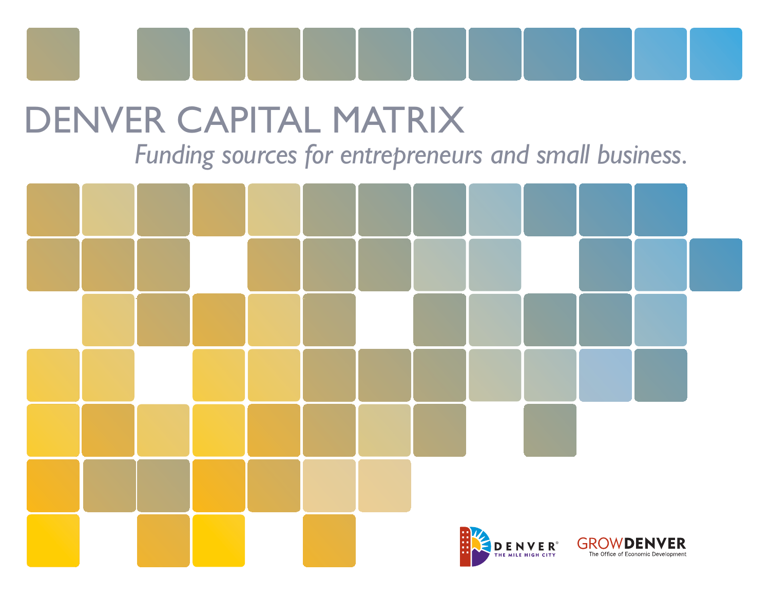# DENVER CAPITAL MATRIX

*Funding sources for entrepreneurs and small business.*

DENVER THE MILE HIGH CITY

GROWDENVER The Office of Economic Development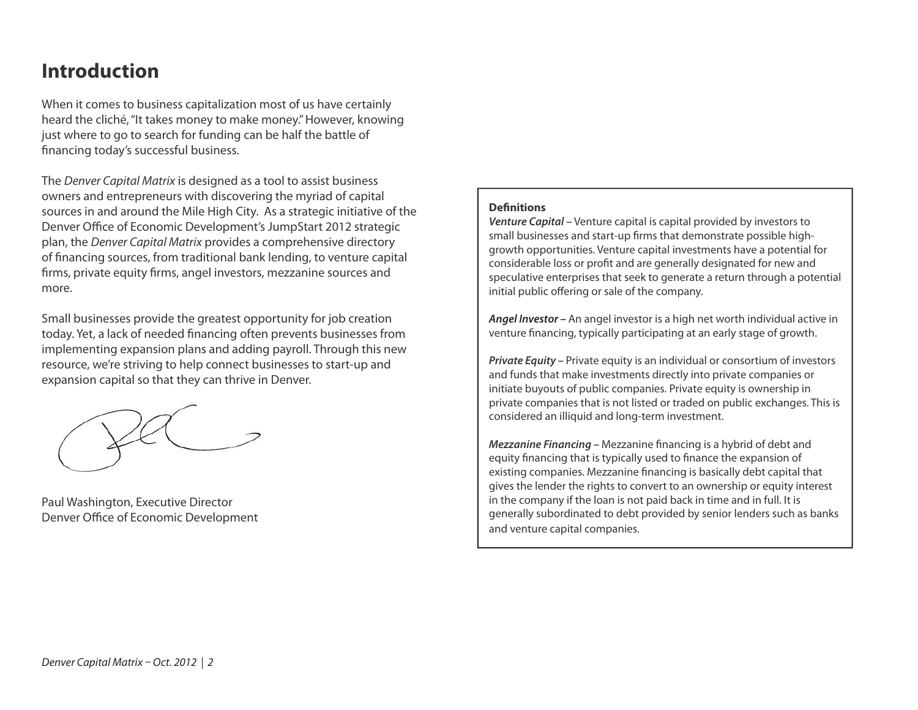# Introduction

When it comes to business capitalization most of us have certainly heard the cliché, "It takes money to make money." However, knowing just where to go to search for funding can be half the battle of financing today's successful business.

The *Denver Capital Matrix* is designed as a tool to assist business owners and entrepreneurs with discovering the myriad of capital sources in and around the Mile High City. As a strategic initiative of the Denver Office of Economic Development's JumpStart 2012 strategic plan, the *Denver Capital Matrix* provides a comprehensive directory of financing sources, from traditional bank lending, to venture capital firms, private equity firms, angel investors, mezzanine sources and more.

Small businesses provide the greatest opportunity for job creation today. Yet, a lack of needed financing often prevents businesses from implementing expansion plans and adding payroll. Through this new resource, we're striving to help connect businesses to start-up and expansion capital so that they can thrive in Denver.

Paul Washington, Executive Director
Denver Office of Economic Development

**Definitions**

***Venture Capital –*** Venture capital is capital provided by investors to small businesses and start-up firms that demonstrate possible high-growth opportunities. Venture capital investments have a potential for considerable loss or profit and are generally designated for new and speculative enterprises that seek to generate a return through a potential initial public offering or sale of the company.

***Angel Investor –*** An angel investor is a high net worth individual active in venture financing, typically participating at an early stage of growth.

***Private Equity –*** Private equity is an individual or consortium of investors and funds that make investments directly into private companies or initiate buyouts of public companies. Private equity is ownership in private companies that is not listed or traded on public exchanges. This is considered an illiquid and long-term investment.

***Mezzanine Financing –*** Mezzanine financing is a hybrid of debt and equity financing that is typically used to finance the expansion of existing companies. Mezzanine financing is basically debt capital that gives the lender the rights to convert to an ownership or equity interest in the company if the loan is not paid back in time and in full. It is generally subordinated to debt provided by senior lenders such as banks and venture capital companies.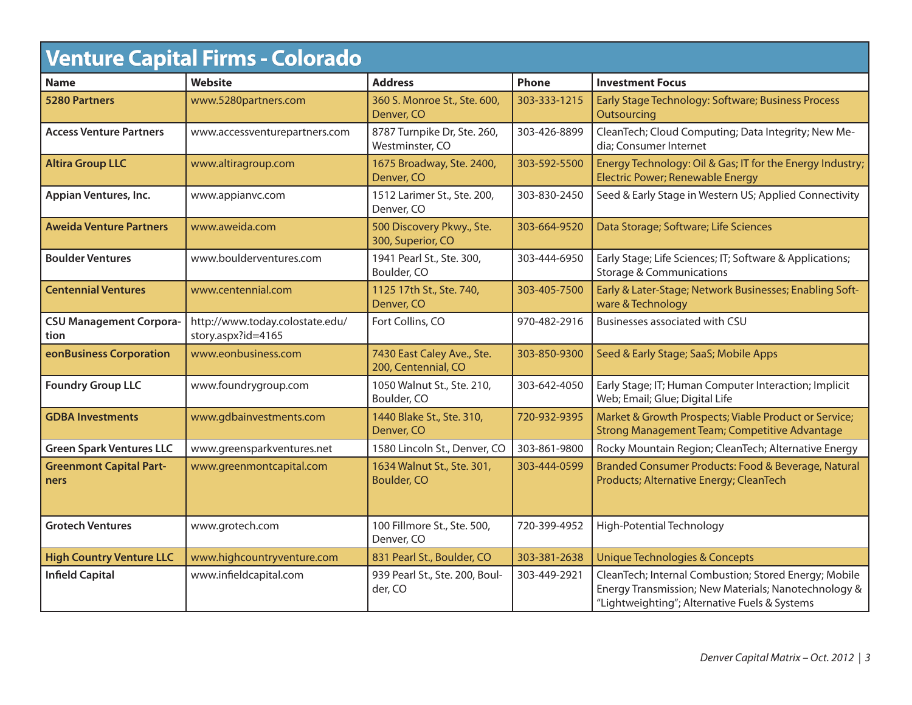## Venture Capital Firms - Colorado

| Name | Website | Address | Phone | Investment Focus |
|---|---|---|---|---|
| **5280 Partners** | www.5280partners.com | 360 S. Monroe St., Ste. 600, Denver, CO | 303-333-1215 | Early Stage Technology: Software; Business Process Outsourcing |
| **Access Venture Partners** | www.accessventurepartners.com | 8787 Turnpike Dr, Ste. 260, Westminster, CO | 303-426-8899 | CleanTech; Cloud Computing; Data Integrity; New Media; Consumer Internet |
| **Altira Group LLC** | www.altiragroup.com | 1675 Broadway, Ste. 2400, Denver, CO | 303-592-5500 | Energy Technology: Oil & Gas; IT for the Energy Industry; Electric Power; Renewable Energy |
| **Appian Ventures, Inc.** | www.appianvc.com | 1512 Larimer St., Ste. 200, Denver, CO | 303-830-2450 | Seed & Early Stage in Western US; Applied Connectivity |
| **Aweida Venture Partners** | www.aweida.com | 500 Discovery Pkwy., Ste. 300, Superior, CO | 303-664-9520 | Data Storage; Software; Life Sciences |
| **Boulder Ventures** | www.boulderventures.com | 1941 Pearl St., Ste. 300, Boulder, CO | 303-444-6950 | Early Stage; Life Sciences; IT; Software & Applications; Storage & Communications |
| **Centennial Ventures** | www.centennial.com | 1125 17th St., Ste. 740, Denver, CO | 303-405-7500 | Early & Later-Stage; Network Businesses; Enabling Software & Technology |
| **CSU Management Corporation** | http://www.today.colostate.edu/story.aspx?id=4165 | Fort Collins, CO | 970-482-2916 | Businesses associated with CSU |
| **eonBusiness Corporation** | www.eonbusiness.com | 7430 East Caley Ave., Ste. 200, Centennial, CO | 303-850-9300 | Seed & Early Stage; SaaS; Mobile Apps |
| **Foundry Group LLC** | www.foundrygroup.com | 1050 Walnut St., Ste. 210, Boulder, CO | 303-642-4050 | Early Stage; IT; Human Computer Interaction; Implicit Web; Email; Glue; Digital Life |
| **GDBA Investments** | www.gdbainvestments.com | 1440 Blake St., Ste. 310, Denver, CO | 720-932-9395 | Market & Growth Prospects; Viable Product or Service; Strong Management Team; Competitive Advantage |
| **Green Spark Ventures LLC** | www.greensparkventures.net | 1580 Lincoln St., Denver, CO | 303-861-9800 | Rocky Mountain Region; CleanTech; Alternative Energy |
| **Greenmont Capital Partners** | www.greenmontcapital.com | 1634 Walnut St., Ste. 301, Boulder, CO | 303-444-0599 | Branded Consumer Products: Food & Beverage, Natural Products; Alternative Energy; CleanTech |
| **Grotech Ventures** | www.grotech.com | 100 Fillmore St., Ste. 500, Denver, CO | 720-399-4952 | High-Potential Technology |
| **High Country Venture LLC** | www.highcountryventure.com | 831 Pearl St., Boulder, CO | 303-381-2638 | Unique Technologies & Concepts |
| **Infield Capital** | www.infieldcapital.com | 939 Pearl St., Ste. 200, Boulder, CO | 303-449-2921 | CleanTech; Internal Combustion; Stored Energy; Mobile Energy Transmission; New Materials; Nanotechnology & "Lightweighting"; Alternative Fuels & Systems |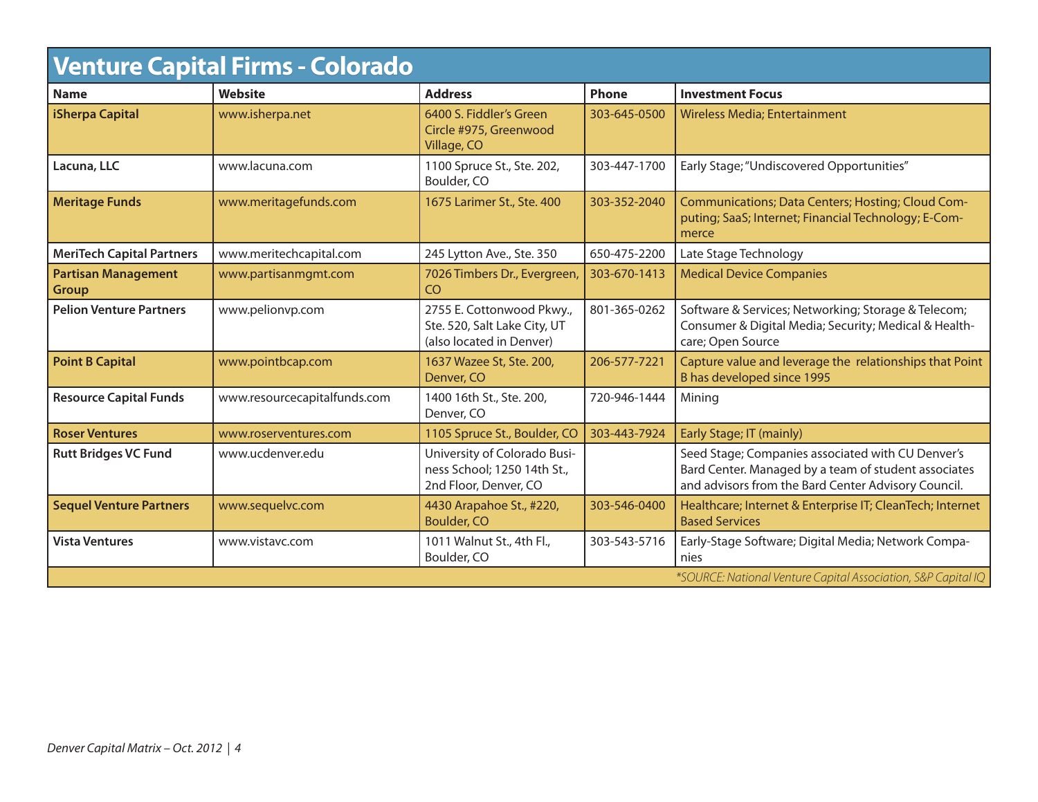## Venture Capital Firms - Colorado

| Name | Website | Address | Phone | Investment Focus |
|---|---|---|---|---|
| **iSherpa Capital** | www.isherpa.net | 6400 S. Fiddler's Green Circle #975, Greenwood Village, CO | 303-645-0500 | Wireless Media; Entertainment |
| **Lacuna, LLC** | www.lacuna.com | 1100 Spruce St., Ste. 202, Boulder, CO | 303-447-1700 | Early Stage; "Undiscovered Opportunities" |
| **Meritage Funds** | www.meritagefunds.com | 1675 Larimer St., Ste. 400 | 303-352-2040 | Communications; Data Centers; Hosting; Cloud Computing; SaaS; Internet; Financial Technology; E-Commerce |
| **MeriTech Capital Partners** | www.meritechcapital.com | 245 Lytton Ave., Ste. 350 | 650-475-2200 | Late Stage Technology |
| **Partisan Management Group** | www.partisanmgmt.com | 7026 Timbers Dr., Evergreen, CO | 303-670-1413 | Medical Device Companies |
| **Pelion Venture Partners** | www.pelionvp.com | 2755 E. Cottonwood Pkwy., Ste. 520, Salt Lake City, UT (also located in Denver) | 801-365-0262 | Software & Services; Networking; Storage & Telecom; Consumer & Digital Media; Security; Medical & Healthcare; Open Source |
| **Point B Capital** | www.pointbcap.com | 1637 Wazee St, Ste. 200, Denver, CO | 206-577-7221 | Capture value and leverage the relationships that Point B has developed since 1995 |
| **Resource Capital Funds** | www.resourcecapitalfunds.com | 1400 16th St., Ste. 200, Denver, CO | 720-946-1444 | Mining |
| **Roser Ventures** | www.roserventures.com | 1105 Spruce St., Boulder, CO | 303-443-7924 | Early Stage; IT (mainly) |
| **Rutt Bridges VC Fund** | www.ucdenver.edu | University of Colorado Business School; 1250 14th St., 2nd Floor, Denver, CO | | Seed Stage; Companies associated with CU Denver's Bard Center. Managed by a team of student associates and advisors from the Bard Center Advisory Council. |
| **Sequel Venture Partners** | www.sequelvc.com | 4430 Arapahoe St., #220, Boulder, CO | 303-546-0400 | Healthcare; Internet & Enterprise IT; CleanTech; Internet Based Services |
| **Vista Ventures** | www.vistavc.com | 1011 Walnut St., 4th Fl., Boulder, CO | 303-543-5716 | Early-Stage Software; Digital Media; Network Companies |

*\*SOURCE: National Venture Capital Association, S&P Capital IQ*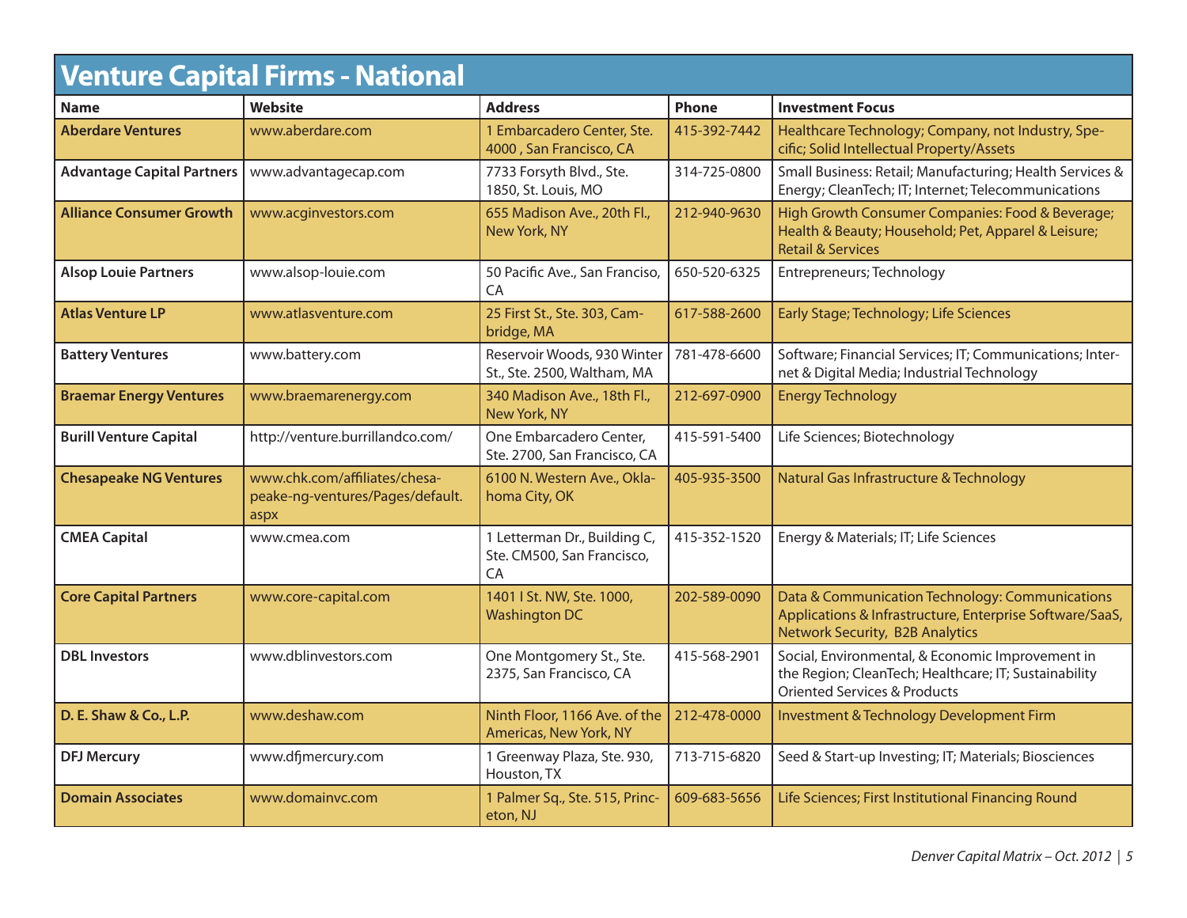## Venture Capital Firms - National

| Name | Website | Address | Phone | Investment Focus |
|---|---|---|---|---|
| **Aberdare Ventures** | www.aberdare.com | 1 Embarcadero Center, Ste. 4000 , San Francisco, CA | 415-392-7442 | Healthcare Technology; Company, not Industry, Specific; Solid Intellectual Property/Assets |
| **Advantage Capital Partners** | www.advantagecap.com | 7733 Forsyth Blvd., Ste. 1850, St. Louis, MO | 314-725-0800 | Small Business: Retail; Manufacturing; Health Services & Energy; CleanTech; IT; Internet; Telecommunications |
| **Alliance Consumer Growth** | www.acginvestors.com | 655 Madison Ave., 20th Fl., New York, NY | 212-940-9630 | High Growth Consumer Companies: Food & Beverage; Health & Beauty; Household; Pet, Apparel & Leisure; Retail & Services |
| **Alsop Louie Partners** | www.alsop-louie.com | 50 Pacific Ave., San Franciso, CA | 650-520-6325 | Entrepreneurs; Technology |
| **Atlas Venture LP** | www.atlasventure.com | 25 First St., Ste. 303, Cambridge, MA | 617-588-2600 | Early Stage; Technology; Life Sciences |
| **Battery Ventures** | www.battery.com | Reservoir Woods, 930 Winter St., Ste. 2500, Waltham, MA | 781-478-6600 | Software; Financial Services; IT; Communications; Internet & Digital Media; Industrial Technology |
| **Braemar Energy Ventures** | www.braemarenergy.com | 340 Madison Ave., 18th Fl., New York, NY | 212-697-0900 | Energy Technology |
| **Burill Venture Capital** | http://venture.burrillandco.com/ | One Embarcadero Center, Ste. 2700, San Francisco, CA | 415-591-5400 | Life Sciences; Biotechnology |
| **Chesapeake NG Ventures** | www.chk.com/affiliates/chesapeake-ng-ventures/Pages/default.aspx | 6100 N. Western Ave., Oklahoma City, OK | 405-935-3500 | Natural Gas Infrastructure & Technology |
| **CMEA Capital** | www.cmea.com | 1 Letterman Dr., Building C, Ste. CM500, San Francisco, CA | 415-352-1520 | Energy & Materials; IT; Life Sciences |
| **Core Capital Partners** | www.core-capital.com | 1401 I St. NW, Ste. 1000, Washington DC | 202-589-0090 | Data & Communication Technology: Communications Applications & Infrastructure, Enterprise Software/SaaS, Network Security, B2B Analytics |
| **DBL Investors** | www.dblinvestors.com | One Montgomery St., Ste. 2375, San Francisco, CA | 415-568-2901 | Social, Environmental, & Economic Improvement in the Region; CleanTech; Healthcare; IT; Sustainability Oriented Services & Products |
| **D. E. Shaw & Co., L.P.** | www.deshaw.com | Ninth Floor, 1166 Ave. of the Americas, New York, NY | 212-478-0000 | Investment & Technology Development Firm |
| **DFJ Mercury** | www.dfjmercury.com | 1 Greenway Plaza, Ste. 930, Houston, TX | 713-715-6820 | Seed & Start-up Investing; IT; Materials; Biosciences |
| **Domain Associates** | www.domainvc.com | 1 Palmer Sq., Ste. 515, Princeton, NJ | 609-683-5656 | Life Sciences; First Institutional Financing Round |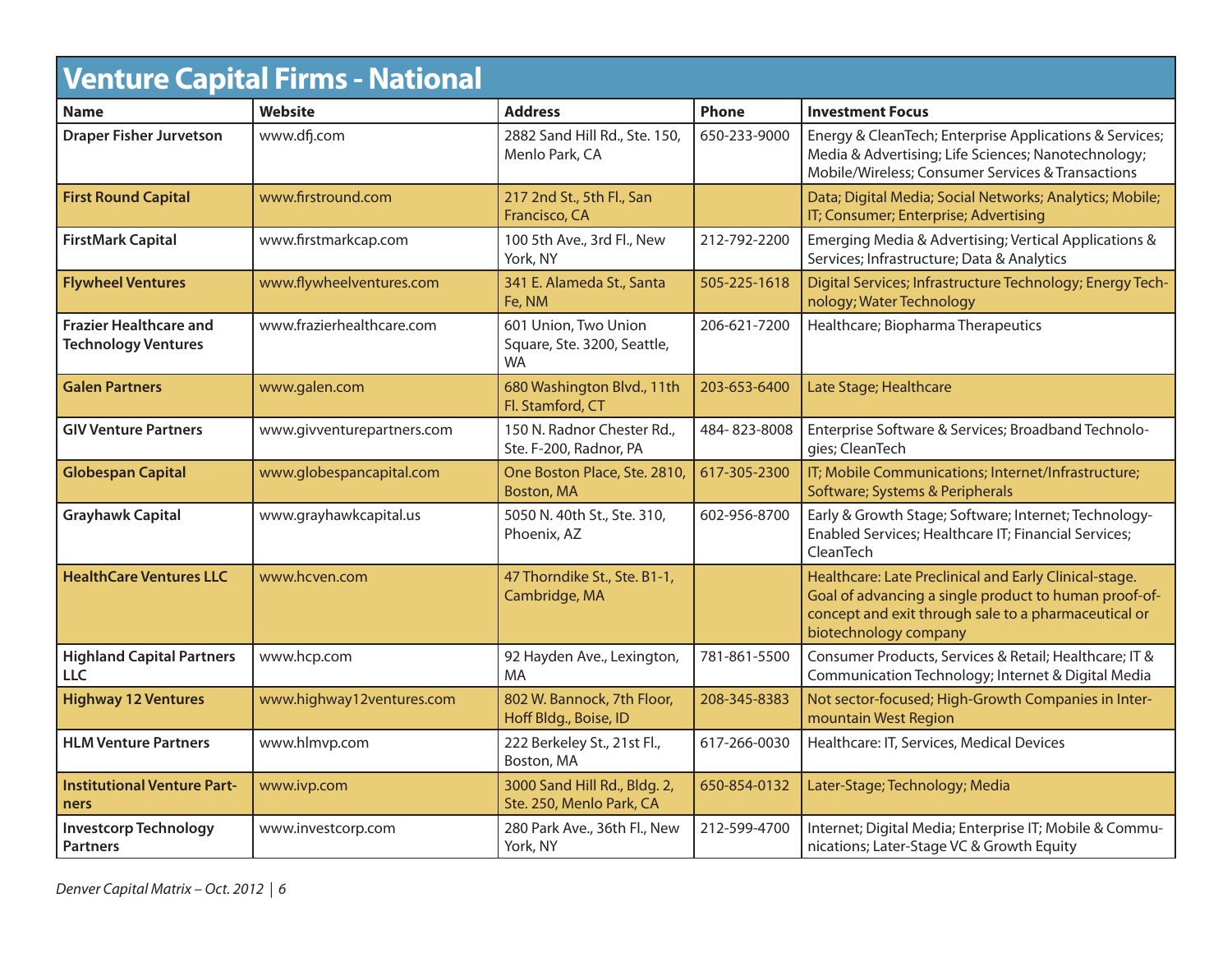## Venture Capital Firms - National

| Name | Website | Address | Phone | Investment Focus |
|---|---|---|---|---|
| **Draper Fisher Jurvetson** | www.dfj.com | 2882 Sand Hill Rd., Ste. 150, Menlo Park, CA | 650-233-9000 | Energy & CleanTech; Enterprise Applications & Services; Media & Advertising; Life Sciences; Nanotechnology; Mobile/Wireless; Consumer Services & Transactions |
| **First Round Capital** | www.firstround.com | 217 2nd St., 5th Fl., San Francisco, CA | | Data; Digital Media; Social Networks; Analytics; Mobile; IT; Consumer; Enterprise; Advertising |
| **FirstMark Capital** | www.firstmarkcap.com | 100 5th Ave., 3rd Fl., New York, NY | 212-792-2200 | Emerging Media & Advertising; Vertical Applications & Services; Infrastructure; Data & Analytics |
| **Flywheel Ventures** | www.flywheelventures.com | 341 E. Alameda St., Santa Fe, NM | 505-225-1618 | Digital Services; Infrastructure Technology; Energy Technology; Water Technology |
| **Frazier Healthcare and Technology Ventures** | www.frazierhealthcare.com | 601 Union, Two Union Square, Ste. 3200, Seattle, WA | 206-621-7200 | Healthcare; Biopharma Therapeutics |
| **Galen Partners** | www.galen.com | 680 Washington Blvd., 11th Fl. Stamford, CT | 203-653-6400 | Late Stage; Healthcare |
| **GIV Venture Partners** | www.givventurepartners.com | 150 N. Radnor Chester Rd., Ste. F-200, Radnor, PA | 484- 823-8008 | Enterprise Software & Services; Broadband Technologies; CleanTech |
| **Globespan Capital** | www.globespancapital.com | One Boston Place, Ste. 2810, Boston, MA | 617-305-2300 | IT; Mobile Communications; Internet/Infrastructure; Software; Systems & Peripherals |
| **Grayhawk Capital** | www.grayhawkcapital.us | 5050 N. 40th St., Ste. 310, Phoenix, AZ | 602-956-8700 | Early & Growth Stage; Software; Internet; Technology-Enabled Services; Healthcare IT; Financial Services; CleanTech |
| **HealthCare Ventures LLC** | www.hcven.com | 47 Thorndike St., Ste. B1-1, Cambridge, MA | | Healthcare: Late Preclinical and Early Clinical-stage. Goal of advancing a single product to human proof-of-concept and exit through sale to a pharmaceutical or biotechnology company |
| **Highland Capital Partners LLC** | www.hcp.com | 92 Hayden Ave., Lexington, MA | 781-861-5500 | Consumer Products, Services & Retail; Healthcare; IT & Communication Technology; Internet & Digital Media |
| **Highway 12 Ventures** | www.highway12ventures.com | 802 W. Bannock, 7th Floor, Hoff Bldg., Boise, ID | 208-345-8383 | Not sector-focused; High-Growth Companies in Intermountain West Region |
| **HLM Venture Partners** | www.hlmvp.com | 222 Berkeley St., 21st Fl., Boston, MA | 617-266-0030 | Healthcare: IT, Services, Medical Devices |
| **Institutional Venture Partners** | www.ivp.com | 3000 Sand Hill Rd., Bldg. 2, Ste. 250, Menlo Park, CA | 650-854-0132 | Later-Stage; Technology; Media |
| **Investcorp Technology Partners** | www.investcorp.com | 280 Park Ave., 36th Fl., New York, NY | 212-599-4700 | Internet; Digital Media; Enterprise IT; Mobile & Communications; Later-Stage VC & Growth Equity |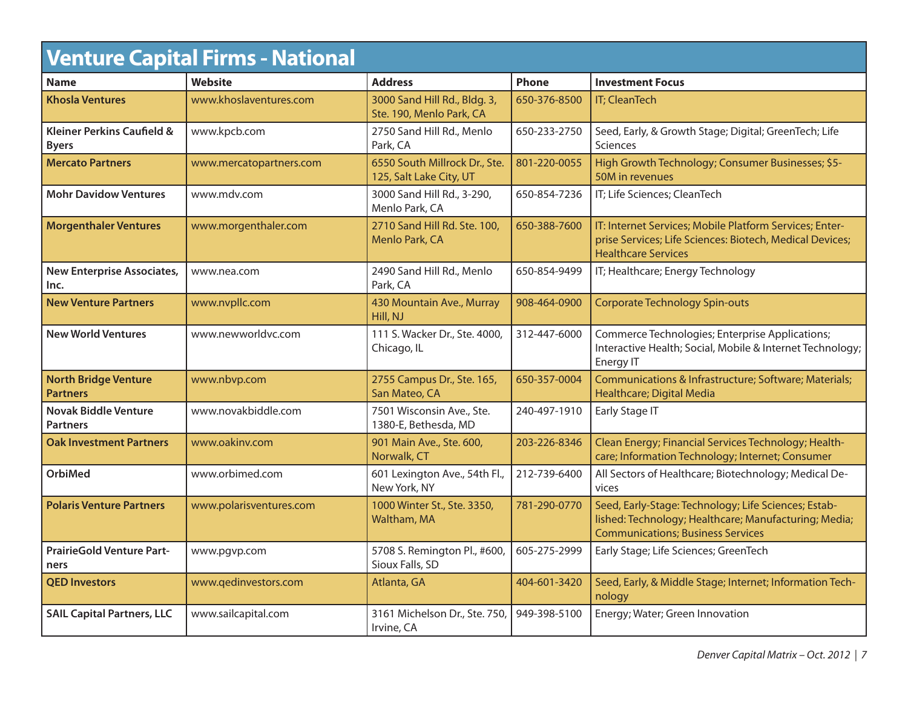# Venture Capital Firms - National

| Name | Website | Address | Phone | Investment Focus |
|---|---|---|---|---|
| **Khosla Ventures** | www.khoslaventures.com | 3000 Sand Hill Rd., Bldg. 3, Ste. 190, Menlo Park, CA | 650-376-8500 | IT; CleanTech |
| **Kleiner Perkins Caufield & Byers** | www.kpcb.com | 2750 Sand Hill Rd., Menlo Park, CA | 650-233-2750 | Seed, Early, & Growth Stage; Digital; GreenTech; Life Sciences |
| **Mercato Partners** | www.mercatopartners.com | 6550 South Millrock Dr., Ste. 125, Salt Lake City, UT | 801-220-0055 | High Growth Technology; Consumer Businesses; $5-50M in revenues |
| **Mohr Davidow Ventures** | www.mdv.com | 3000 Sand Hill Rd., 3-290, Menlo Park, CA | 650-854-7236 | IT; Life Sciences; CleanTech |
| **Morgenthaler Ventures** | www.morgenthaler.com | 2710 Sand Hill Rd. Ste. 100, Menlo Park, CA | 650-388-7600 | IT: Internet Services; Mobile Platform Services; Enterprise Services; Life Sciences: Biotech, Medical Devices; Healthcare Services |
| **New Enterprise Associates, Inc.** | www.nea.com | 2490 Sand Hill Rd., Menlo Park, CA | 650-854-9499 | IT; Healthcare; Energy Technology |
| **New Venture Partners** | www.nvpllc.com | 430 Mountain Ave., Murray Hill, NJ | 908-464-0900 | Corporate Technology Spin-outs |
| **New World Ventures** | www.newworldvc.com | 111 S. Wacker Dr., Ste. 4000, Chicago, IL | 312-447-6000 | Commerce Technologies; Enterprise Applications; Interactive Health; Social, Mobile & Internet Technology; Energy IT |
| **North Bridge Venture Partners** | www.nbvp.com | 2755 Campus Dr., Ste. 165, San Mateo, CA | 650-357-0004 | Communications & Infrastructure; Software; Materials; Healthcare; Digital Media |
| **Novak Biddle Venture Partners** | www.novakbiddle.com | 7501 Wisconsin Ave., Ste. 1380-E, Bethesda, MD | 240-497-1910 | Early Stage IT |
| **Oak Investment Partners** | www.oakinv.com | 901 Main Ave., Ste. 600, Norwalk, CT | 203-226-8346 | Clean Energy; Financial Services Technology; Healthcare; Information Technology; Internet; Consumer |
| **OrbiMed** | www.orbimed.com | 601 Lexington Ave., 54th Fl., New York, NY | 212-739-6400 | All Sectors of Healthcare; Biotechnology; Medical Devices |
| **Polaris Venture Partners** | www.polarisventures.com | 1000 Winter St., Ste. 3350, Waltham, MA | 781-290-0770 | Seed, Early-Stage: Technology; Life Sciences; Established: Technology; Healthcare; Manufacturing; Media; Communications; Business Services |
| **PrairieGold Venture Partners** | www.pgvp.com | 5708 S. Remington Pl., #600, Sioux Falls, SD | 605-275-2999 | Early Stage; Life Sciences; GreenTech |
| **QED Investors** | www.qedinvestors.com | Atlanta, GA | 404-601-3420 | Seed, Early, & Middle Stage; Internet; Information Technology |
| **SAIL Capital Partners, LLC** | www.sailcapital.com | 3161 Michelson Dr., Ste. 750, Irvine, CA | 949-398-5100 | Energy; Water; Green Innovation |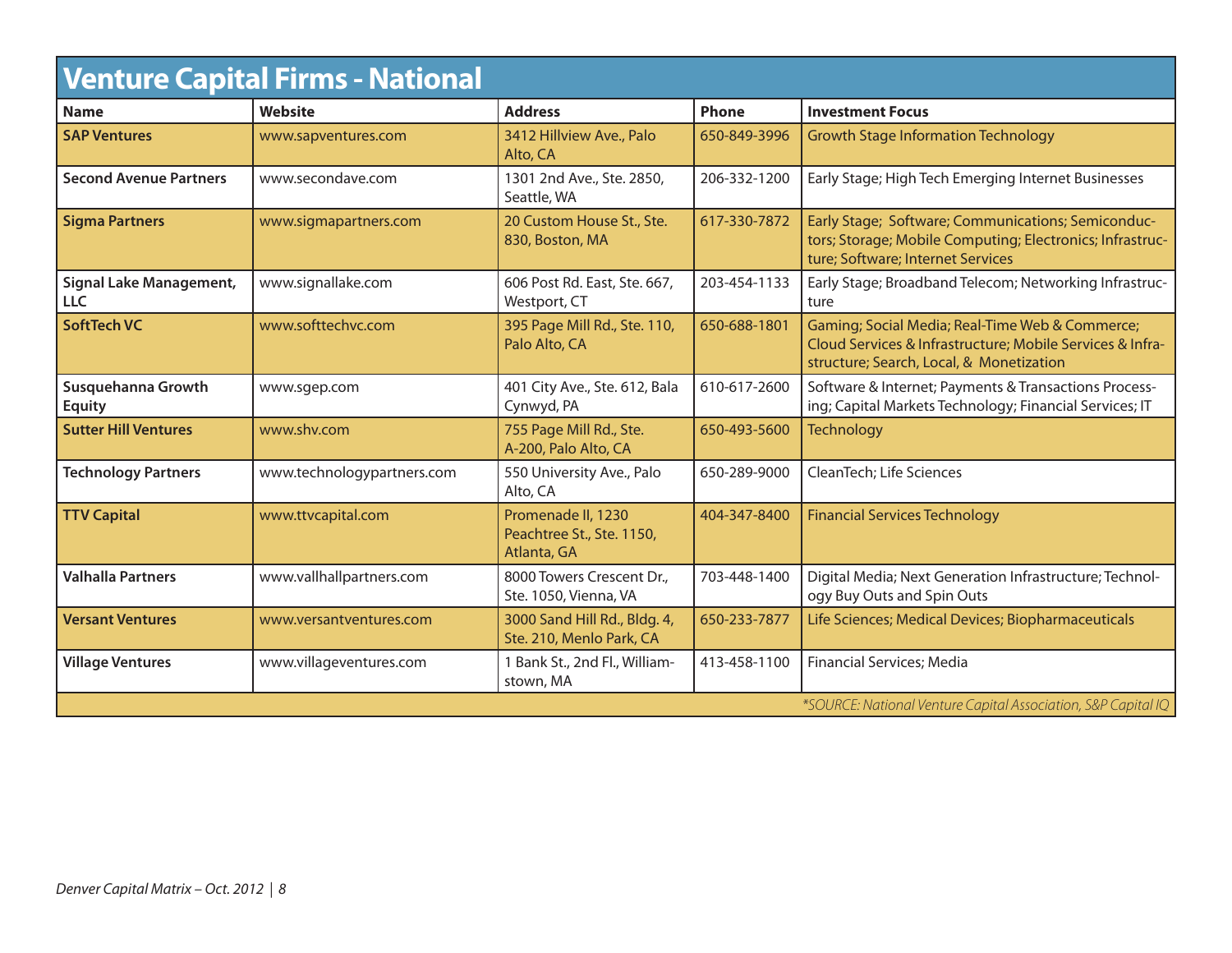# Venture Capital Firms - National

| Name | Website | Address | Phone | Investment Focus |
|---|---|---|---|---|
| **SAP Ventures** | www.sapventures.com | 3412 Hillview Ave., Palo Alto, CA | 650-849-3996 | Growth Stage Information Technology |
| **Second Avenue Partners** | www.secondave.com | 1301 2nd Ave., Ste. 2850, Seattle, WA | 206-332-1200 | Early Stage; High Tech Emerging Internet Businesses |
| **Sigma Partners** | www.sigmapartners.com | 20 Custom House St., Ste. 830, Boston, MA | 617-330-7872 | Early Stage; Software; Communications; Semiconductors; Storage; Mobile Computing; Electronics; Infrastructure; Software; Internet Services |
| **Signal Lake Management, LLC** | www.signallake.com | 606 Post Rd. East, Ste. 667, Westport, CT | 203-454-1133 | Early Stage; Broadband Telecom; Networking Infrastructure |
| **SoftTech VC** | www.softtechvc.com | 395 Page Mill Rd., Ste. 110, Palo Alto, CA | 650-688-1801 | Gaming; Social Media; Real-Time Web & Commerce; Cloud Services & Infrastructure; Mobile Services & Infrastructure; Search, Local, & Monetization |
| **Susquehanna Growth Equity** | www.sgep.com | 401 City Ave., Ste. 612, Bala Cynwyd, PA | 610-617-2600 | Software & Internet; Payments & Transactions Processing; Capital Markets Technology; Financial Services; IT |
| **Sutter Hill Ventures** | www.shv.com | 755 Page Mill Rd., Ste. A-200, Palo Alto, CA | 650-493-5600 | Technology |
| **Technology Partners** | www.technologypartners.com | 550 University Ave., Palo Alto, CA | 650-289-9000 | CleanTech; Life Sciences |
| **TTV Capital** | www.ttvcapital.com | Promenade II, 1230 Peachtree St., Ste. 1150, Atlanta, GA | 404-347-8400 | Financial Services Technology |
| **Valhalla Partners** | www.vallhallpartners.com | 8000 Towers Crescent Dr., Ste. 1050, Vienna, VA | 703-448-1400 | Digital Media; Next Generation Infrastructure; Technology Buy Outs and Spin Outs |
| **Versant Ventures** | www.versantventures.com | 3000 Sand Hill Rd., Bldg. 4, Ste. 210, Menlo Park, CA | 650-233-7877 | Life Sciences; Medical Devices; Biopharmaceuticals |
| **Village Ventures** | www.villageventures.com | 1 Bank St., 2nd Fl., Williamstown, MA | 413-458-1100 | Financial Services; Media |

*\*SOURCE: National Venture Capital Association, S&P Capital IQ*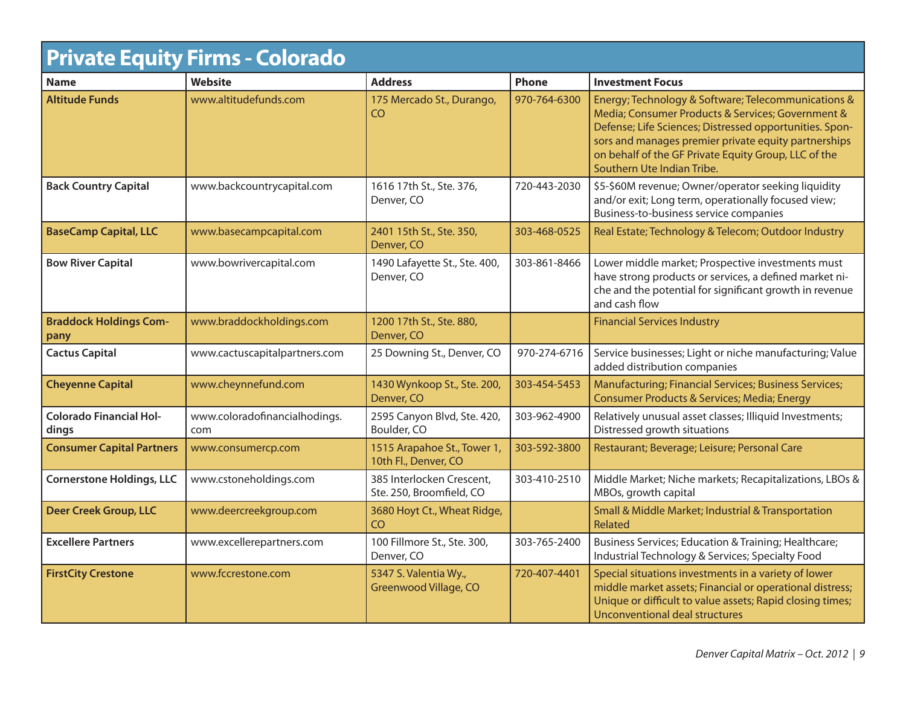# Private Equity Firms - Colorado

| Name | Website | Address | Phone | Investment Focus |
|---|---|---|---|---|
| **Altitude Funds** | www.altitudefunds.com | 175 Mercado St., Durango, CO | 970-764-6300 | Energy; Technology & Software; Telecommunications & Media; Consumer Products & Services; Government & Defense; Life Sciences; Distressed opportunities. Sponsors and manages premier private equity partnerships on behalf of the GF Private Equity Group, LLC of the Southern Ute Indian Tribe. |
| **Back Country Capital** | www.backcountrycapital.com | 1616 17th St., Ste. 376, Denver, CO | 720-443-2030 | $5-$60M revenue; Owner/operator seeking liquidity and/or exit; Long term, operationally focused view; Business-to-business service companies |
| **BaseCamp Capital, LLC** | www.basecampcapital.com | 2401 15th St., Ste. 350, Denver, CO | 303-468-0525 | Real Estate; Technology & Telecom; Outdoor Industry |
| **Bow River Capital** | www.bowrivercapital.com | 1490 Lafayette St., Ste. 400, Denver, CO | 303-861-8466 | Lower middle market; Prospective investments must have strong products or services, a defined market niche and the potential for significant growth in revenue and cash flow |
| **Braddock Holdings Company** | www.braddockholdings.com | 1200 17th St., Ste. 880, Denver, CO | | Financial Services Industry |
| **Cactus Capital** | www.cactuscapitalpartners.com | 25 Downing St., Denver, CO | 970-274-6716 | Service businesses; Light or niche manufacturing; Value added distribution companies |
| **Cheyenne Capital** | www.cheynnefund.com | 1430 Wynkoop St., Ste. 200, Denver, CO | 303-454-5453 | Manufacturing; Financial Services; Business Services; Consumer Products & Services; Media; Energy |
| **Colorado Financial Holdings** | www.coloradofinancialhodings.com | 2595 Canyon Blvd, Ste. 420, Boulder, CO | 303-962-4900 | Relatively unusual asset classes; Illiquid Investments; Distressed growth situations |
| **Consumer Capital Partners** | www.consumercp.com | 1515 Arapahoe St., Tower 1, 10th Fl., Denver, CO | 303-592-3800 | Restaurant; Beverage; Leisure; Personal Care |
| **Cornerstone Holdings, LLC** | www.cstoneholdings.com | 385 Interlocken Crescent, Ste. 250, Broomfield, CO | 303-410-2510 | Middle Market; Niche markets; Recapitalizations, LBOs & MBOs, growth capital |
| **Deer Creek Group, LLC** | www.deercreekgroup.com | 3680 Hoyt Ct., Wheat Ridge, CO | | Small & Middle Market; Industrial & Transportation Related |
| **Excellere Partners** | www.excellerepartners.com | 100 Fillmore St., Ste. 300, Denver, CO | 303-765-2400 | Business Services; Education & Training; Healthcare; Industrial Technology & Services; Specialty Food |
| **FirstCity Crestone** | www.fccrestone.com | 5347 S. Valentia Wy., Greenwood Village, CO | 720-407-4401 | Special situations investments in a variety of lower middle market assets; Financial or operational distress; Unique or difficult to value assets; Rapid closing times; Unconventional deal structures |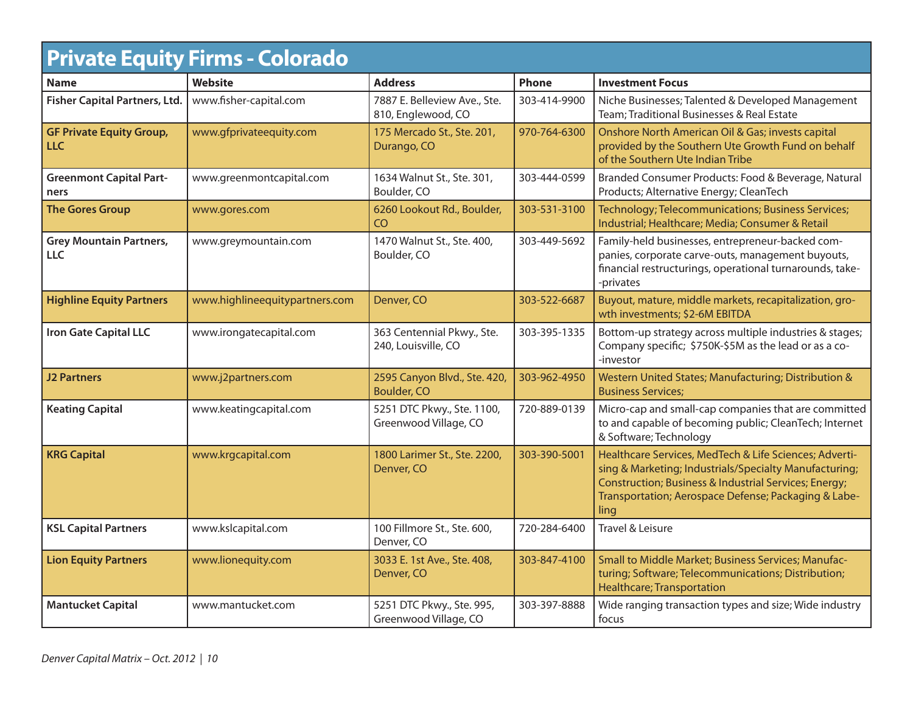# Private Equity Firms - Colorado

| Name | Website | Address | Phone | Investment Focus |
|---|---|---|---|---|
| **Fisher Capital Partners, Ltd.** | www.fisher-capital.com | 7887 E. Belleview Ave., Ste. 810, Englewood, CO | 303-414-9900 | Niche Businesses; Talented & Developed Management Team; Traditional Businesses & Real Estate |
| **GF Private Equity Group, LLC** | www.gfprivateequity.com | 175 Mercado St., Ste. 201, Durango, CO | 970-764-6300 | Onshore North American Oil & Gas; invests capital provided by the Southern Ute Growth Fund on behalf of the Southern Ute Indian Tribe |
| **Greenmont Capital Partners** | www.greenmontcapital.com | 1634 Walnut St., Ste. 301, Boulder, CO | 303-444-0599 | Branded Consumer Products: Food & Beverage, Natural Products; Alternative Energy; CleanTech |
| **The Gores Group** | www.gores.com | 6260 Lookout Rd., Boulder, CO | 303-531-3100 | Technology; Telecommunications; Business Services; Industrial; Healthcare; Media; Consumer & Retail |
| **Grey Mountain Partners, LLC** | www.greymountain.com | 1470 Walnut St., Ste. 400, Boulder, CO | 303-449-5692 | Family-held businesses, entrepreneur-backed companies, corporate carve-outs, management buyouts, financial restructurings, operational turnarounds, take-privates |
| **Highline Equity Partners** | www.highlineequitypartners.com | Denver, CO | 303-522-6687 | Buyout, mature, middle markets, recapitalization, growth investments; $2-6M EBITDA |
| **Iron Gate Capital LLC** | www.irongatecapital.com | 363 Centennial Pkwy., Ste. 240, Louisville, CO | 303-395-1335 | Bottom-up strategy across multiple industries & stages; Company specific; $750K-$5M as the lead or as a co-investor |
| **J2 Partners** | www.j2partners.com | 2595 Canyon Blvd., Ste. 420, Boulder, CO | 303-962-4950 | Western United States; Manufacturing; Distribution & Business Services; |
| **Keating Capital** | www.keatingcapital.com | 5251 DTC Pkwy., Ste. 1100, Greenwood Village, CO | 720-889-0139 | Micro-cap and small-cap companies that are committed to and capable of becoming public; CleanTech; Internet & Software; Technology |
| **KRG Capital** | www.krgcapital.com | 1800 Larimer St., Ste. 2200, Denver, CO | 303-390-5001 | Healthcare Services, MedTech & Life Sciences; Advertising & Marketing; Industrials/Specialty Manufacturing; Construction; Business & Industrial Services; Energy; Transportation; Aerospace Defense; Packaging & Labeling |
| **KSL Capital Partners** | www.kslcapital.com | 100 Fillmore St., Ste. 600, Denver, CO | 720-284-6400 | Travel & Leisure |
| **Lion Equity Partners** | www.lionequity.com | 3033 E. 1st Ave., Ste. 408, Denver, CO | 303-847-4100 | Small to Middle Market; Business Services; Manufacturing; Software; Telecommunications; Distribution; Healthcare; Transportation |
| **Mantucket Capital** | www.mantucket.com | 5251 DTC Pkwy., Ste. 995, Greenwood Village, CO | 303-397-8888 | Wide ranging transaction types and size; Wide industry focus |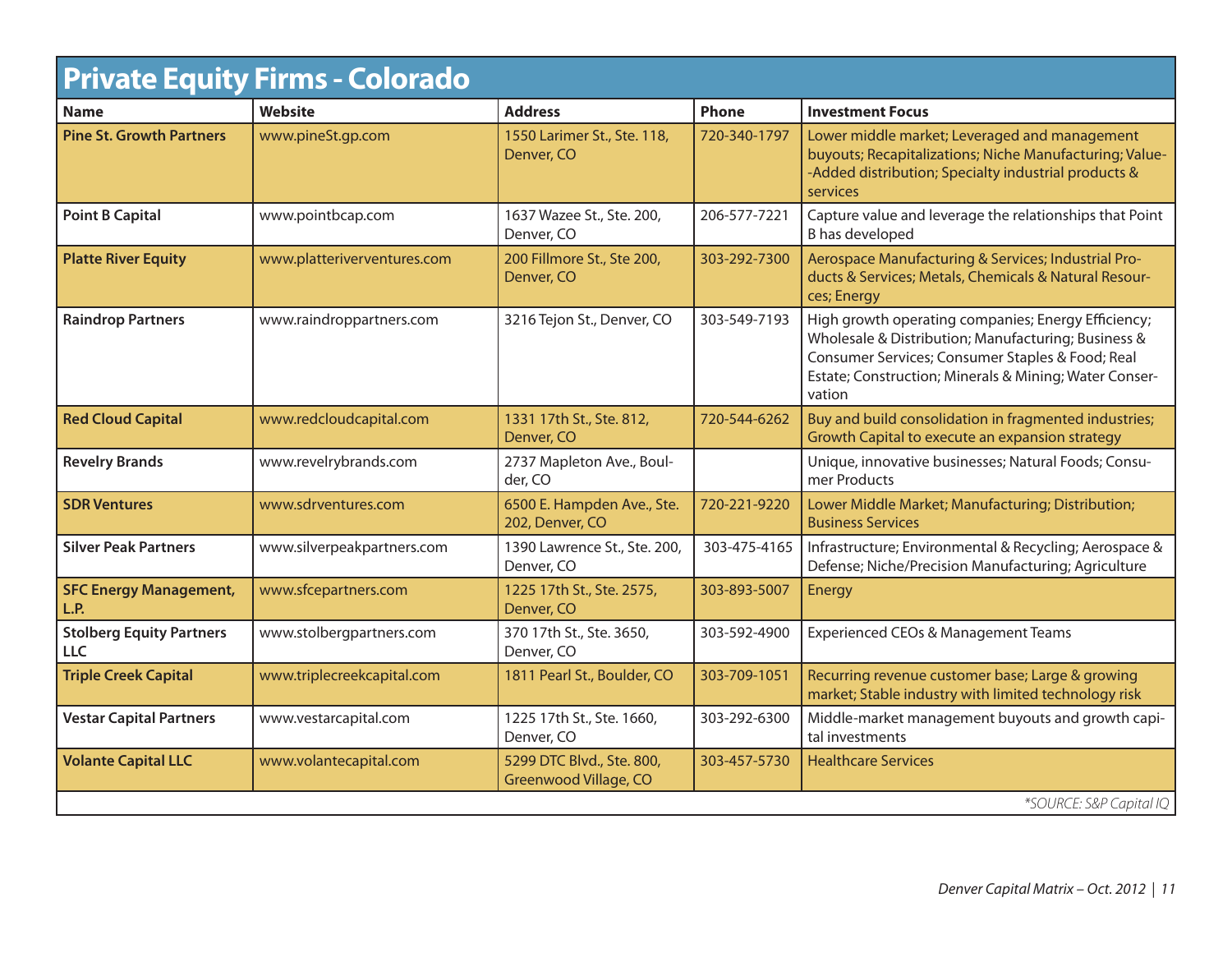## Private Equity Firms - Colorado

| Name | Website | Address | Phone | Investment Focus |
|---|---|---|---|---|
| **Pine St. Growth Partners** | www.pineSt.gp.com | 1550 Larimer St., Ste. 118, Denver, CO | 720-340-1797 | Lower middle market; Leveraged and management buyouts; Recapitalizations; Niche Manufacturing; Value--Added distribution; Specialty industrial products & services |
| **Point B Capital** | www.pointbcap.com | 1637 Wazee St., Ste. 200, Denver, CO | 206-577-7221 | Capture value and leverage the relationships that Point B has developed |
| **Platte River Equity** | www.platteriverventures.com | 200 Fillmore St., Ste 200, Denver, CO | 303-292-7300 | Aerospace Manufacturing & Services; Industrial Products & Services; Metals, Chemicals & Natural Resources; Energy |
| **Raindrop Partners** | www.raindroppartners.com | 3216 Tejon St., Denver, CO | 303-549-7193 | High growth operating companies; Energy Efficiency; Wholesale & Distribution; Manufacturing; Business & Consumer Services; Consumer Staples & Food; Real Estate; Construction; Minerals & Mining; Water Conservation |
| **Red Cloud Capital** | www.redcloudcapital.com | 1331 17th St., Ste. 812, Denver, CO | 720-544-6262 | Buy and build consolidation in fragmented industries; Growth Capital to execute an expansion strategy |
| **Revelry Brands** | www.revelrybrands.com | 2737 Mapleton Ave., Boulder, CO | | Unique, innovative businesses; Natural Foods; Consumer Products |
| **SDR Ventures** | www.sdrventures.com | 6500 E. Hampden Ave., Ste. 202, Denver, CO | 720-221-9220 | Lower Middle Market; Manufacturing; Distribution; Business Services |
| **Silver Peak Partners** | www.silverpeakpartners.com | 1390 Lawrence St., Ste. 200, Denver, CO | 303-475-4165 | Infrastructure; Environmental & Recycling; Aerospace & Defense; Niche/Precision Manufacturing; Agriculture |
| **SFC Energy Management, L.P.** | www.sfcepartners.com | 1225 17th St., Ste. 2575, Denver, CO | 303-893-5007 | Energy |
| **Stolberg Equity Partners LLC** | www.stolbergpartners.com | 370 17th St., Ste. 3650, Denver, CO | 303-592-4900 | Experienced CEOs & Management Teams |
| **Triple Creek Capital** | www.triplecreekcapital.com | 1811 Pearl St., Boulder, CO | 303-709-1051 | Recurring revenue customer base; Large & growing market; Stable industry with limited technology risk |
| **Vestar Capital Partners** | www.vestarcapital.com | 1225 17th St., Ste. 1660, Denver, CO | 303-292-6300 | Middle-market management buyouts and growth capital investments |
| **Volante Capital LLC** | www.volantecapital.com | 5299 DTC Blvd., Ste. 800, Greenwood Village, CO | 303-457-5730 | Healthcare Services |

*\*SOURCE: S&P Capital IQ*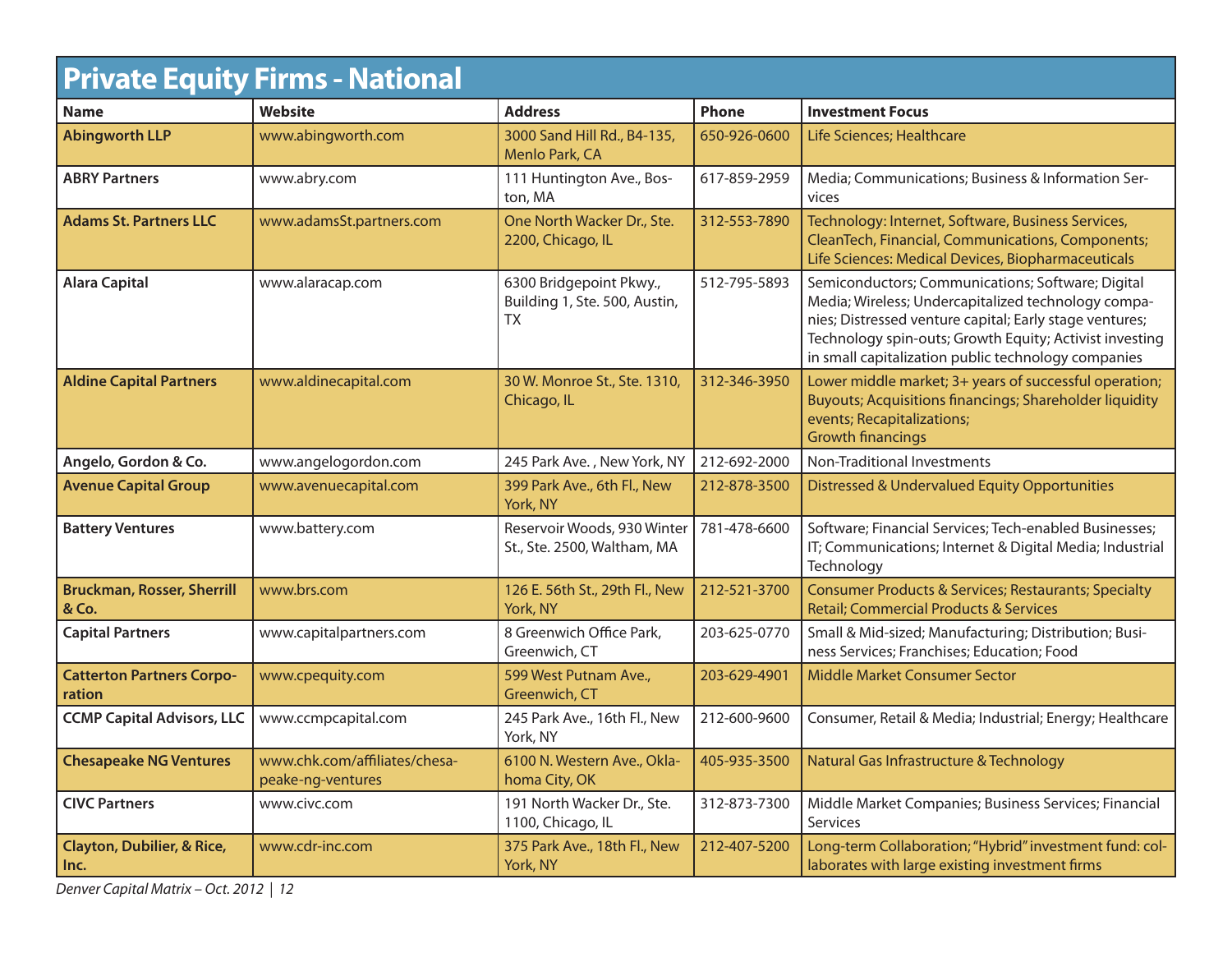# Private Equity Firms - National

| Name | Website | Address | Phone | Investment Focus |
|---|---|---|---|---|
| **Abingworth LLP** | www.abingworth.com | 3000 Sand Hill Rd., B4-135, Menlo Park, CA | 650-926-0600 | Life Sciences; Healthcare |
| **ABRY Partners** | www.abry.com | 111 Huntington Ave., Boston, MA | 617-859-2959 | Media; Communications; Business & Information Services |
| **Adams St. Partners LLC** | www.adamsSt.partners.com | One North Wacker Dr., Ste. 2200, Chicago, IL | 312-553-7890 | Technology: Internet, Software, Business Services, CleanTech, Financial, Communications, Components; Life Sciences: Medical Devices, Biopharmaceuticals |
| **Alara Capital** | www.alaracap.com | 6300 Bridgepoint Pkwy., Building 1, Ste. 500, Austin, TX | 512-795-5893 | Semiconductors; Communications; Software; Digital Media; Wireless; Undercapitalized technology companies; Distressed venture capital; Early stage ventures; Technology spin-outs; Growth Equity; Activist investing in small capitalization public technology companies |
| **Aldine Capital Partners** | www.aldinecapital.com | 30 W. Monroe St., Ste. 1310, Chicago, IL | 312-346-3950 | Lower middle market; 3+ years of successful operation; Buyouts; Acquisitions financings; Shareholder liquidity events; Recapitalizations; Growth financings |
| **Angelo, Gordon & Co.** | www.angelogordon.com | 245 Park Ave. , New York, NY | 212-692-2000 | Non-Traditional Investments |
| **Avenue Capital Group** | www.avenuecapital.com | 399 Park Ave., 6th Fl., New York, NY | 212-878-3500 | Distressed & Undervalued Equity Opportunities |
| **Battery Ventures** | www.battery.com | Reservoir Woods, 930 Winter St., Ste. 2500, Waltham, MA | 781-478-6600 | Software; Financial Services; Tech-enabled Businesses; IT; Communications; Internet & Digital Media; Industrial Technology |
| **Bruckman, Rosser, Sherrill & Co.** | www.brs.com | 126 E. 56th St., 29th Fl., New York, NY | 212-521-3700 | Consumer Products & Services; Restaurants; Specialty Retail; Commercial Products & Services |
| **Capital Partners** | www.capitalpartners.com | 8 Greenwich Office Park, Greenwich, CT | 203-625-0770 | Small & Mid-sized; Manufacturing; Distribution; Business Services; Franchises; Education; Food |
| **Catterton Partners Corporation** | www.cpequity.com | 599 West Putnam Ave., Greenwich, CT | 203-629-4901 | Middle Market Consumer Sector |
| **CCMP Capital Advisors, LLC** | www.ccmpcapital.com | 245 Park Ave., 16th Fl., New York, NY | 212-600-9600 | Consumer, Retail & Media; Industrial; Energy; Healthcare |
| **Chesapeake NG Ventures** | www.chk.com/affiliates/chesapeake-ng-ventures | 6100 N. Western Ave., Oklahoma City, OK | 405-935-3500 | Natural Gas Infrastructure & Technology |
| **CIVC Partners** | www.civc.com | 191 North Wacker Dr., Ste. 1100, Chicago, IL | 312-873-7300 | Middle Market Companies; Business Services; Financial Services |
| **Clayton, Dubilier, & Rice, Inc.** | www.cdr-inc.com | 375 Park Ave., 18th Fl., New York, NY | 212-407-5200 | Long-term Collaboration; "Hybrid" investment fund: collaborates with large existing investment firms |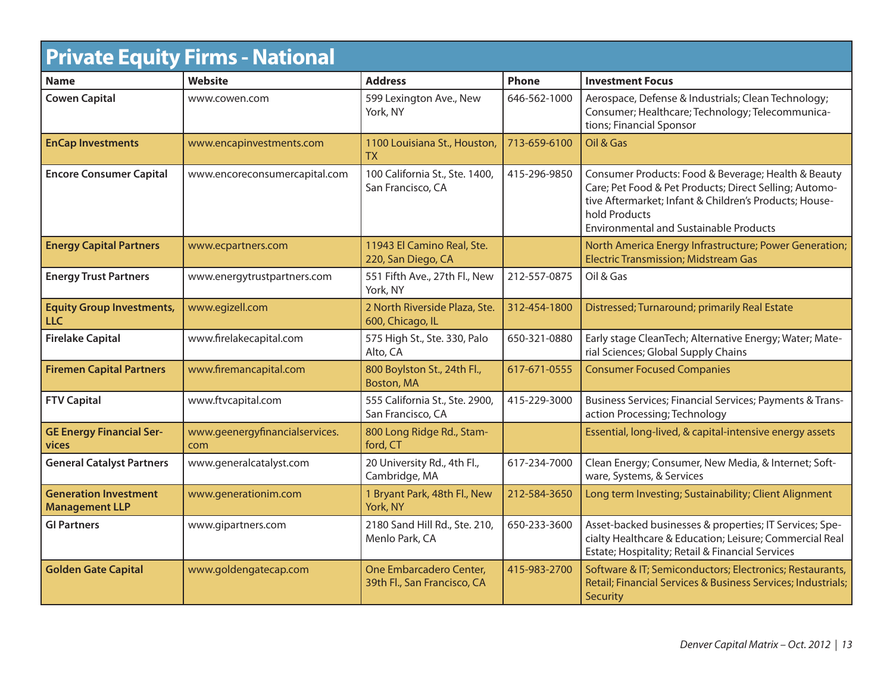## Private Equity Firms - National

| Name | Website | Address | Phone | Investment Focus |
|---|---|---|---|---|
| **Cowen Capital** | www.cowen.com | 599 Lexington Ave., New York, NY | 646-562-1000 | Aerospace, Defense & Industrials; Clean Technology; Consumer; Healthcare; Technology; Telecommunications; Financial Sponsor |
| **EnCap Investments** | www.encapinvestments.com | 1100 Louisiana St., Houston, TX | 713-659-6100 | Oil & Gas |
| **Encore Consumer Capital** | www.encoreconsumercapital.com | 100 California St., Ste. 1400, San Francisco, CA | 415-296-9850 | Consumer Products: Food & Beverage; Health & Beauty Care; Pet Food & Pet Products; Direct Selling; Automotive Aftermarket; Infant & Children's Products; Household Products<br>Environmental and Sustainable Products |
| **Energy Capital Partners** | www.ecpartners.com | 11943 El Camino Real, Ste. 220, San Diego, CA | | North America Energy Infrastructure; Power Generation; Electric Transmission; Midstream Gas |
| **Energy Trust Partners** | www.energytrustpartners.com | 551 Fifth Ave., 27th Fl., New York, NY | 212-557-0875 | Oil & Gas |
| **Equity Group Investments, LLC** | www.egizell.com | 2 North Riverside Plaza, Ste. 600, Chicago, IL | 312-454-1800 | Distressed; Turnaround; primarily Real Estate |
| **Firelake Capital** | www.firelakecapital.com | 575 High St., Ste. 330, Palo Alto, CA | 650-321-0880 | Early stage CleanTech; Alternative Energy; Water; Material Sciences; Global Supply Chains |
| **Firemen Capital Partners** | www.firemancapital.com | 800 Boylston St., 24th Fl., Boston, MA | 617-671-0555 | Consumer Focused Companies |
| **FTV Capital** | www.ftvcapital.com | 555 California St., Ste. 2900, San Francisco, CA | 415-229-3000 | Business Services; Financial Services; Payments & Transaction Processing; Technology |
| **GE Energy Financial Services** | www.geenergyfinancialservices.com | 800 Long Ridge Rd., Stamford, CT | | Essential, long-lived, & capital-intensive energy assets |
| **General Catalyst Partners** | www.generalcatalyst.com | 20 University Rd., 4th Fl., Cambridge, MA | 617-234-7000 | Clean Energy; Consumer, New Media, & Internet; Software, Systems, & Services |
| **Generation Investment Management LLP** | www.generationim.com | 1 Bryant Park, 48th Fl., New York, NY | 212-584-3650 | Long term Investing; Sustainability; Client Alignment |
| **GI Partners** | www.gipartners.com | 2180 Sand Hill Rd., Ste. 210, Menlo Park, CA | 650-233-3600 | Asset-backed businesses & properties; IT Services; Specialty Healthcare & Education; Leisure; Commercial Real Estate; Hospitality; Retail & Financial Services |
| **Golden Gate Capital** | www.goldengatecap.com | One Embarcadero Center, 39th Fl., San Francisco, CA | 415-983-2700 | Software & IT; Semiconductors; Electronics; Restaurants, Retail; Financial Services & Business Services; Industrials; Security |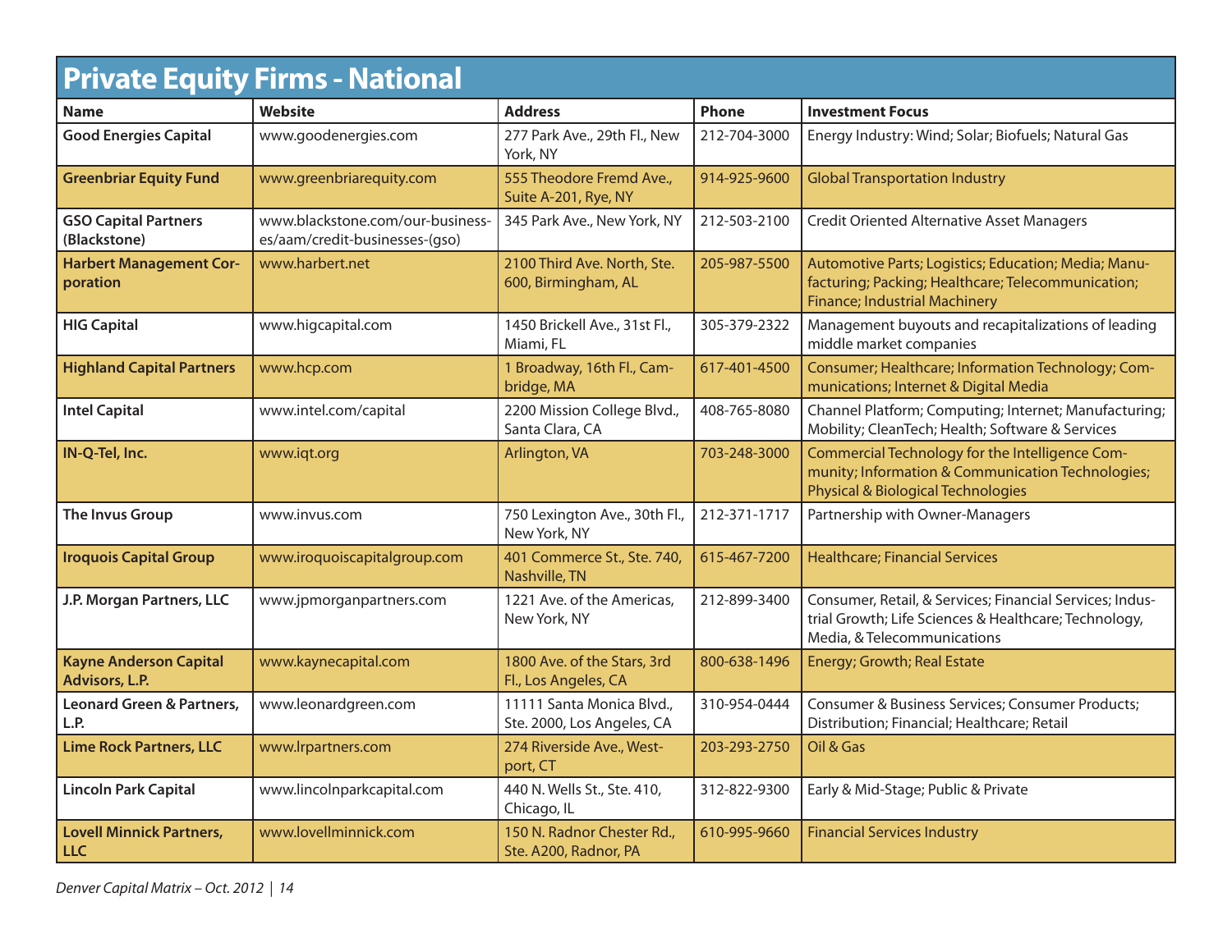# Private Equity Firms - National

| Name | Website | Address | Phone | Investment Focus |
|---|---|---|---|---|
| **Good Energies Capital** | www.goodenergies.com | 277 Park Ave., 29th Fl., New York, NY | 212-704-3000 | Energy Industry: Wind; Solar; Biofuels; Natural Gas |
| **Greenbriar Equity Fund** | www.greenbriarequity.com | 555 Theodore Fremd Ave., Suite A-201, Rye, NY | 914-925-9600 | Global Transportation Industry |
| **GSO Capital Partners (Blackstone)** | www.blackstone.com/our-businesses/aam/credit-businesses-(gso) | 345 Park Ave., New York, NY | 212-503-2100 | Credit Oriented Alternative Asset Managers |
| **Harbert Management Corporation** | www.harbert.net | 2100 Third Ave. North, Ste. 600, Birmingham, AL | 205-987-5500 | Automotive Parts; Logistics; Education; Media; Manufacturing; Packing; Healthcare; Telecommunication; Finance; Industrial Machinery |
| **HIG Capital** | www.higcapital.com | 1450 Brickell Ave., 31st Fl., Miami, FL | 305-379-2322 | Management buyouts and recapitalizations of leading middle market companies |
| **Highland Capital Partners** | www.hcp.com | 1 Broadway, 16th Fl., Cambridge, MA | 617-401-4500 | Consumer; Healthcare; Information Technology; Communications; Internet & Digital Media |
| **Intel Capital** | www.intel.com/capital | 2200 Mission College Blvd., Santa Clara, CA | 408-765-8080 | Channel Platform; Computing; Internet; Manufacturing; Mobility; CleanTech; Health; Software & Services |
| **IN-Q-Tel, Inc.** | www.iqt.org | Arlington, VA | 703-248-3000 | Commercial Technology for the Intelligence Community; Information & Communication Technologies; Physical & Biological Technologies |
| **The Invus Group** | www.invus.com | 750 Lexington Ave., 30th Fl., New York, NY | 212-371-1717 | Partnership with Owner-Managers |
| **Iroquois Capital Group** | www.iroquoiscapitalgroup.com | 401 Commerce St., Ste. 740, Nashville, TN | 615-467-7200 | Healthcare; Financial Services |
| **J.P. Morgan Partners, LLC** | www.jpmorganpartners.com | 1221 Ave. of the Americas, New York, NY | 212-899-3400 | Consumer, Retail, & Services; Financial Services; Industrial Growth; Life Sciences & Healthcare; Technology, Media, & Telecommunications |
| **Kayne Anderson Capital Advisors, L.P.** | www.kaynecapital.com | 1800 Ave. of the Stars, 3rd Fl., Los Angeles, CA | 800-638-1496 | Energy; Growth; Real Estate |
| **Leonard Green & Partners, L.P.** | www.leonardgreen.com | 11111 Santa Monica Blvd., Ste. 2000, Los Angeles, CA | 310-954-0444 | Consumer & Business Services; Consumer Products; Distribution; Financial; Healthcare; Retail |
| **Lime Rock Partners, LLC** | www.lrpartners.com | 274 Riverside Ave., Westport, CT | 203-293-2750 | Oil & Gas |
| **Lincoln Park Capital** | www.lincolnparkcapital.com | 440 N. Wells St., Ste. 410, Chicago, IL | 312-822-9300 | Early & Mid-Stage; Public & Private |
| **Lovell Minnick Partners, LLC** | www.lovellminnick.com | 150 N. Radnor Chester Rd., Ste. A200, Radnor, PA | 610-995-9660 | Financial Services Industry |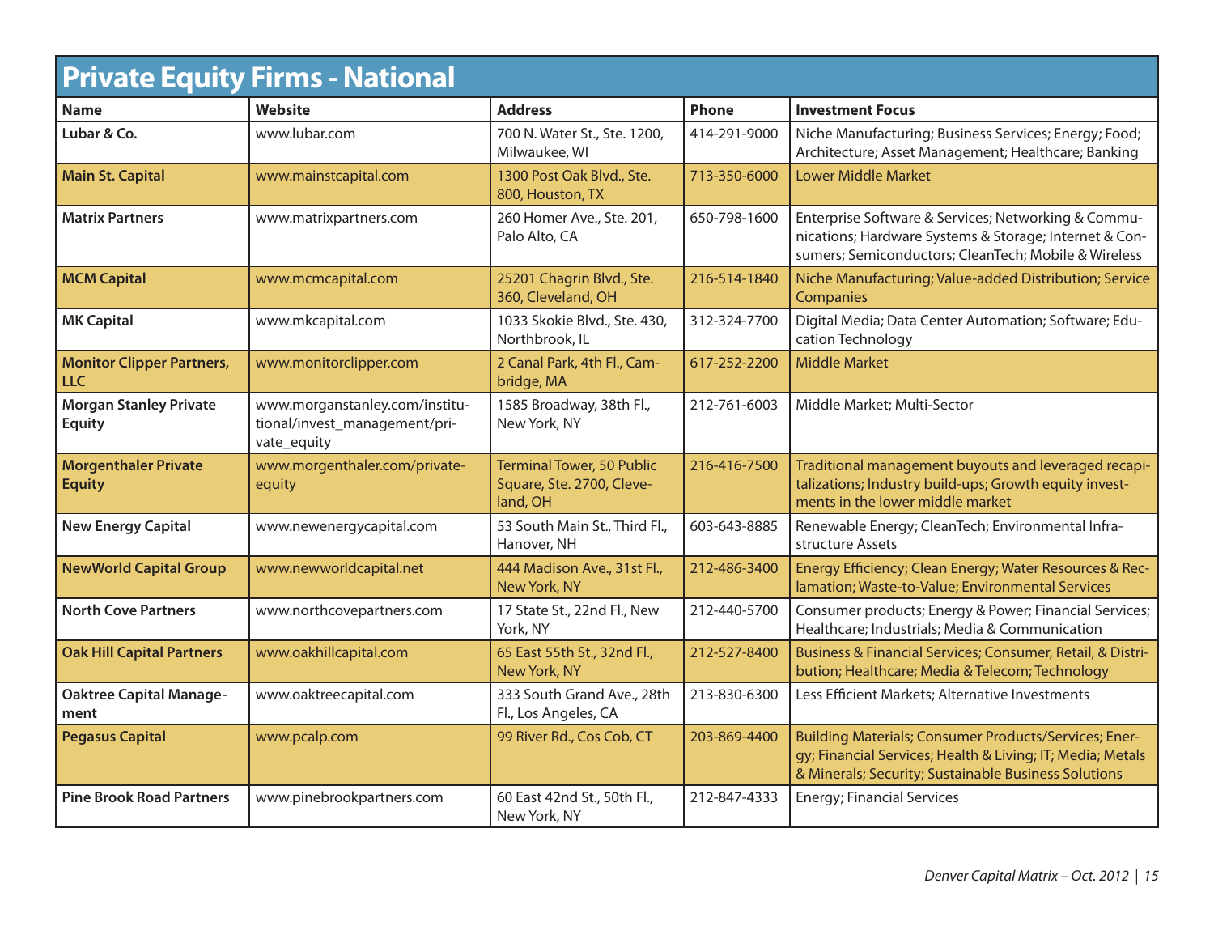# Private Equity Firms - National

| Name | Website | Address | Phone | Investment Focus |
|---|---|---|---|---|
| **Lubar & Co.** | www.lubar.com | 700 N. Water St., Ste. 1200, Milwaukee, WI | 414-291-9000 | Niche Manufacturing; Business Services; Energy; Food; Architecture; Asset Management; Healthcare; Banking |
| **Main St. Capital** | www.mainstcapital.com | 1300 Post Oak Blvd., Ste. 800, Houston, TX | 713-350-6000 | Lower Middle Market |
| **Matrix Partners** | www.matrixpartners.com | 260 Homer Ave., Ste. 201, Palo Alto, CA | 650-798-1600 | Enterprise Software & Services; Networking & Communications; Hardware Systems & Storage; Internet & Consumers; Semiconductors; CleanTech; Mobile & Wireless |
| **MCM Capital** | www.mcmcapital.com | 25201 Chagrin Blvd., Ste. 360, Cleveland, OH | 216-514-1840 | Niche Manufacturing; Value-added Distribution; Service Companies |
| **MK Capital** | www.mkcapital.com | 1033 Skokie Blvd., Ste. 430, Northbrook, IL | 312-324-7700 | Digital Media; Data Center Automation; Software; Education Technology |
| **Monitor Clipper Partners, LLC** | www.monitorclipper.com | 2 Canal Park, 4th Fl., Cambridge, MA | 617-252-2200 | Middle Market |
| **Morgan Stanley Private Equity** | www.morganstanley.com/institutional/invest_management/private_equity | 1585 Broadway, 38th Fl., New York, NY | 212-761-6003 | Middle Market; Multi-Sector |
| **Morgenthaler Private Equity** | www.morgenthaler.com/private-equity | Terminal Tower, 50 Public Square, Ste. 2700, Cleveland, OH | 216-416-7500 | Traditional management buyouts and leveraged recapitalizations; Industry build-ups; Growth equity investments in the lower middle market |
| **New Energy Capital** | www.newenergycapital.com | 53 South Main St., Third Fl., Hanover, NH | 603-643-8885 | Renewable Energy; CleanTech; Environmental Infrastructure Assets |
| **NewWorld Capital Group** | www.newworldcapital.net | 444 Madison Ave., 31st Fl., New York, NY | 212-486-3400 | Energy Efficiency; Clean Energy; Water Resources & Reclamation; Waste-to-Value; Environmental Services |
| **North Cove Partners** | www.northcovepartners.com | 17 State St., 22nd Fl., New York, NY | 212-440-5700 | Consumer products; Energy & Power; Financial Services; Healthcare; Industrials; Media & Communication |
| **Oak Hill Capital Partners** | www.oakhillcapital.com | 65 East 55th St., 32nd Fl., New York, NY | 212-527-8400 | Business & Financial Services; Consumer, Retail, & Distribution; Healthcare; Media & Telecom; Technology |
| **Oaktree Capital Management** | www.oaktreecapital.com | 333 South Grand Ave., 28th Fl., Los Angeles, CA | 213-830-6300 | Less Efficient Markets; Alternative Investments |
| **Pegasus Capital** | www.pcalp.com | 99 River Rd., Cos Cob, CT | 203-869-4400 | Building Materials; Consumer Products/Services; Energy; Financial Services; Health & Living; IT; Media; Metals & Minerals; Security; Sustainable Business Solutions |
| **Pine Brook Road Partners** | www.pinebrookpartners.com | 60 East 42nd St., 50th Fl., New York, NY | 212-847-4333 | Energy; Financial Services |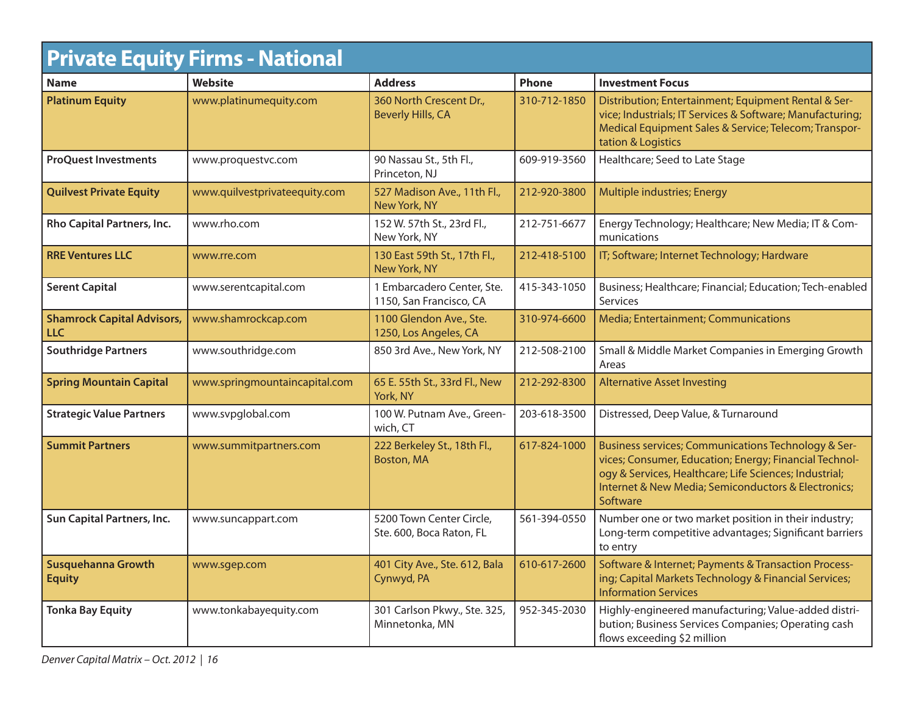## Private Equity Firms - National

| Name | Website | Address | Phone | Investment Focus |
| --- | --- | --- | --- | --- |
| **Platinum Equity** | www.platinumequity.com | 360 North Crescent Dr., Beverly Hills, CA | 310-712-1850 | Distribution; Entertainment; Equipment Rental & Service; Industrials; IT Services & Software; Manufacturing; Medical Equipment Sales & Service; Telecom; Transportation & Logistics |
| **ProQuest Investments** | www.proquestvc.com | 90 Nassau St., 5th Fl., Princeton, NJ | 609-919-3560 | Healthcare; Seed to Late Stage |
| **Quilvest Private Equity** | www.quilvestprivateequity.com | 527 Madison Ave., 11th Fl., New York, NY | 212-920-3800 | Multiple industries; Energy |
| **Rho Capital Partners, Inc.** | www.rho.com | 152 W. 57th St., 23rd Fl., New York, NY | 212-751-6677 | Energy Technology; Healthcare; New Media; IT & Communications |
| **RRE Ventures LLC** | www.rre.com | 130 East 59th St., 17th Fl., New York, NY | 212-418-5100 | IT; Software; Internet Technology; Hardware |
| **Serent Capital** | www.serentcapital.com | 1 Embarcadero Center, Ste. 1150, San Francisco, CA | 415-343-1050 | Business; Healthcare; Financial; Education; Tech-enabled Services |
| **Shamrock Capital Advisors, LLC** | www.shamrockcap.com | 1100 Glendon Ave., Ste. 1250, Los Angeles, CA | 310-974-6600 | Media; Entertainment; Communications |
| **Southridge Partners** | www.southridge.com | 850 3rd Ave., New York, NY | 212-508-2100 | Small & Middle Market Companies in Emerging Growth Areas |
| **Spring Mountain Capital** | www.springmountaincapital.com | 65 E. 55th St., 33rd Fl., New York, NY | 212-292-8300 | Alternative Asset Investing |
| **Strategic Value Partners** | www.svpglobal.com | 100 W. Putnam Ave., Greenwich, CT | 203-618-3500 | Distressed, Deep Value, & Turnaround |
| **Summit Partners** | www.summitpartners.com | 222 Berkeley St., 18th Fl., Boston, MA | 617-824-1000 | Business services; Communications Technology & Services; Consumer, Education; Energy; Financial Technology & Services, Healthcare; Life Sciences; Industrial; Internet & New Media; Semiconductors & Electronics; Software |
| **Sun Capital Partners, Inc.** | www.suncappart.com | 5200 Town Center Circle, Ste. 600, Boca Raton, FL | 561-394-0550 | Number one or two market position in their industry; Long-term competitive advantages; Significant barriers to entry |
| **Susquehanna Growth Equity** | www.sgep.com | 401 City Ave., Ste. 612, Bala Cynwyd, PA | 610-617-2600 | Software & Internet; Payments & Transaction Processing; Capital Markets Technology & Financial Services; Information Services |
| **Tonka Bay Equity** | www.tonkabayequity.com | 301 Carlson Pkwy., Ste. 325, Minnetonka, MN | 952-345-2030 | Highly-engineered manufacturing; Value-added distribution; Business Services Companies; Operating cash flows exceeding $2 million |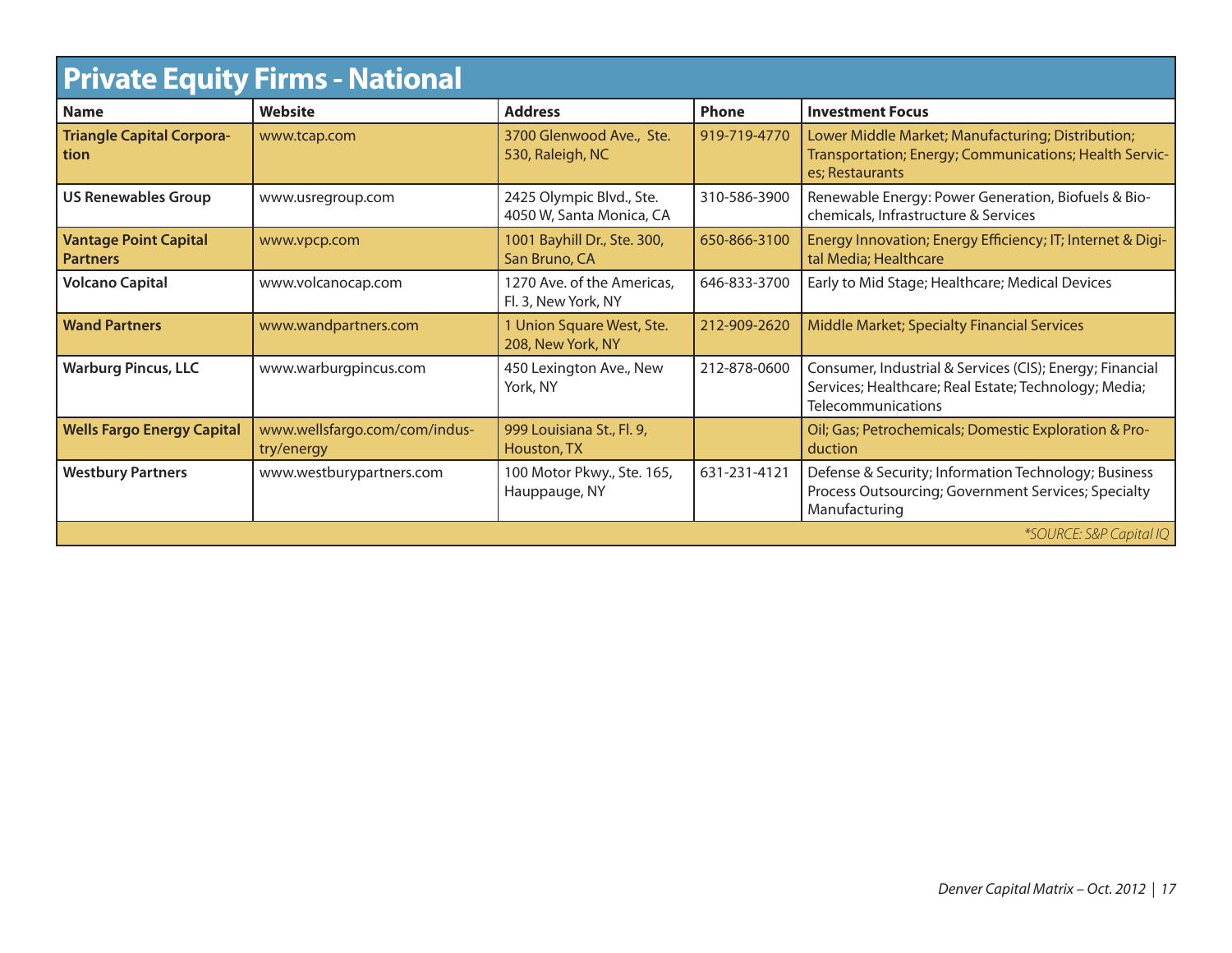## Private Equity Firms - National

| Name | Website | Address | Phone | Investment Focus |
|---|---|---|---|---|
| **Triangle Capital Corporation** | www.tcap.com | 3700 Glenwood Ave., Ste. 530, Raleigh, NC | 919-719-4770 | Lower Middle Market; Manufacturing; Distribution; Transportation; Energy; Communications; Health Services; Restaurants |
| **US Renewables Group** | www.usregroup.com | 2425 Olympic Blvd., Ste. 4050 W, Santa Monica, CA | 310-586-3900 | Renewable Energy: Power Generation, Biofuels & Biochemicals, Infrastructure & Services |
| **Vantage Point Capital Partners** | www.vpcp.com | 1001 Bayhill Dr., Ste. 300, San Bruno, CA | 650-866-3100 | Energy Innovation; Energy Efficiency; IT; Internet & Digital Media; Healthcare |
| **Volcano Capital** | www.volcanocap.com | 1270 Ave. of the Americas, Fl. 3, New York, NY | 646-833-3700 | Early to Mid Stage; Healthcare; Medical Devices |
| **Wand Partners** | www.wandpartners.com | 1 Union Square West, Ste. 208, New York, NY | 212-909-2620 | Middle Market; Specialty Financial Services |
| **Warburg Pincus, LLC** | www.warburgpincus.com | 450 Lexington Ave., New York, NY | 212-878-0600 | Consumer, Industrial & Services (CIS); Energy; Financial Services; Healthcare; Real Estate; Technology; Media; Telecommunications |
| **Wells Fargo Energy Capital** | www.wellsfargo.com/com/industry/energy | 999 Louisiana St., Fl. 9, Houston, TX | | Oil; Gas; Petrochemicals; Domestic Exploration & Production |
| **Westbury Partners** | www.westburypartners.com | 100 Motor Pkwy., Ste. 165, Hauppauge, NY | 631-231-4121 | Defense & Security; Information Technology; Business Process Outsourcing; Government Services; Specialty Manufacturing |

*\*SOURCE: S&P Capital IQ*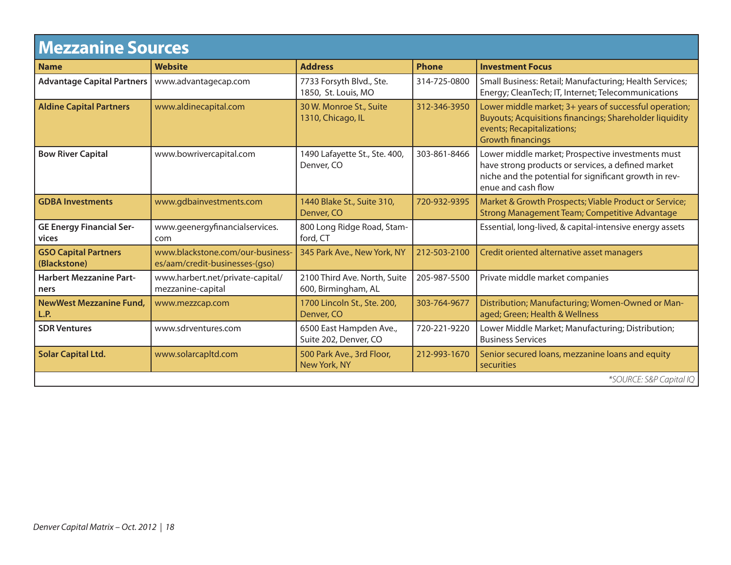## Mezzanine Sources

| Name | Website | Address | Phone | Investment Focus |
|---|---|---|---|---|
| **Advantage Capital Partners** | www.advantagecap.com | 7733 Forsyth Blvd., Ste. 1850, St. Louis, MO | 314-725-0800 | Small Business: Retail; Manufacturing; Health Services; Energy; CleanTech; IT, Internet; Telecommunications |
| **Aldine Capital Partners** | www.aldinecapital.com | 30 W. Monroe St., Suite 1310, Chicago, IL | 312-346-3950 | Lower middle market; 3+ years of successful operation; Buyouts; Acquisitions financings; Shareholder liquidity events; Recapitalizations; Growth financings |
| **Bow River Capital** | www.bowrivercapital.com | 1490 Lafayette St., Ste. 400, Denver, CO | 303-861-8466 | Lower middle market; Prospective investments must have strong products or services, a defined market niche and the potential for significant growth in revenue and cash flow |
| **GDBA Investments** | www.gdbainvestments.com | 1440 Blake St., Suite 310, Denver, CO | 720-932-9395 | Market & Growth Prospects; Viable Product or Service; Strong Management Team; Competitive Advantage |
| **GE Energy Financial Services** | www.geenergyfinancialservices.com | 800 Long Ridge Road, Stamford, CT | | Essential, long-lived, & capital-intensive energy assets |
| **GSO Capital Partners (Blackstone)** | www.blackstone.com/our-businesses/aam/credit-businesses-(gso) | 345 Park Ave., New York, NY | 212-503-2100 | Credit oriented alternative asset managers |
| **Harbert Mezzanine Partners** | www.harbert.net/private-capital/mezzanine-capital | 2100 Third Ave. North, Suite 600, Birmingham, AL | 205-987-5500 | Private middle market companies |
| **NewWest Mezzanine Fund, L.P.** | www.mezzcap.com | 1700 Lincoln St., Ste. 200, Denver, CO | 303-764-9677 | Distribution; Manufacturing; Women-Owned or Managed; Green; Health & Wellness |
| **SDR Ventures** | www.sdrventures.com | 6500 East Hampden Ave., Suite 202, Denver, CO | 720-221-9220 | Lower Middle Market; Manufacturing; Distribution; Business Services |
| **Solar Capital Ltd.** | www.solarcapltd.com | 500 Park Ave., 3rd Floor, New York, NY | 212-993-1670 | Senior secured loans, mezzanine loans and equity securities |

*\*SOURCE: S&P Capital IQ*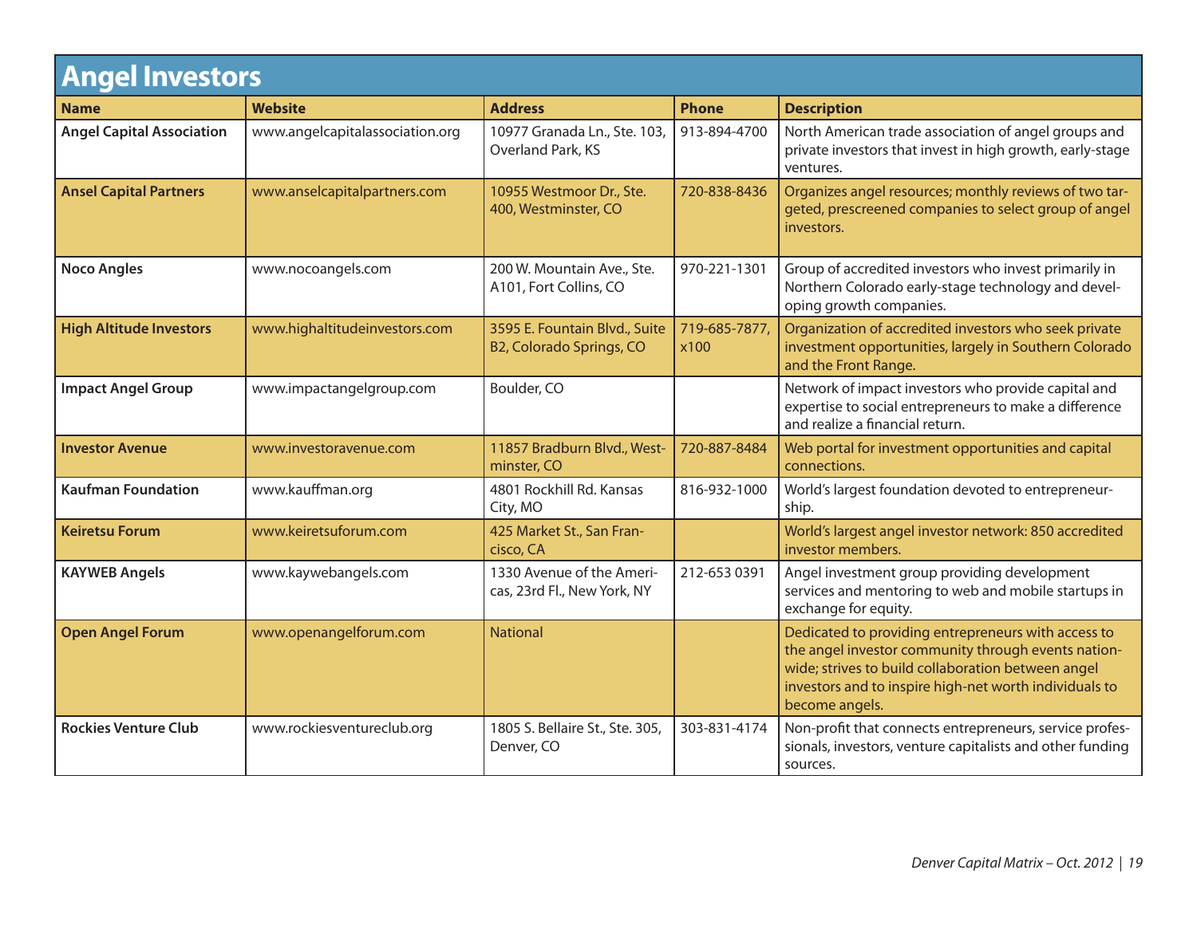# Angel Investors

| Name | Website | Address | Phone | Description |
|---|---|---|---|---|
| **Angel Capital Association** | www.angelcapitalassociation.org | 10977 Granada Ln., Ste. 103, Overland Park, KS | 913-894-4700 | North American trade association of angel groups and private investors that invest in high growth, early-stage ventures. |
| **Ansel Capital Partners** | www.anselcapitalpartners.com | 10955 Westmoor Dr., Ste. 400, Westminster, CO | 720-838-8436 | Organizes angel resources; monthly reviews of two targeted, prescreened companies to select group of angel investors. |
| **Noco Angles** | www.nocoangels.com | 200 W. Mountain Ave., Ste. A101, Fort Collins, CO | 970-221-1301 | Group of accredited investors who invest primarily in Northern Colorado early-stage technology and developing growth companies. |
| **High Altitude Investors** | www.highaltitudeinvestors.com | 3595 E. Fountain Blvd., Suite B2, Colorado Springs, CO | 719-685-7877, x100 | Organization of accredited investors who seek private investment opportunities, largely in Southern Colorado and the Front Range. |
| **Impact Angel Group** | www.impactangelgroup.com | Boulder, CO | | Network of impact investors who provide capital and expertise to social entrepreneurs to make a difference and realize a financial return. |
| **Investor Avenue** | www.investoravenue.com | 11857 Bradburn Blvd., Westminster, CO | 720-887-8484 | Web portal for investment opportunities and capital connections. |
| **Kaufman Foundation** | www.kauffman.org | 4801 Rockhill Rd. Kansas City, MO | 816-932-1000 | World's largest foundation devoted to entrepreneurship. |
| **Keiretsu Forum** | www.keiretsuforum.com | 425 Market St., San Francisco, CA | | World's largest angel investor network: 850 accredited investor members. |
| **KAYWEB Angels** | www.kaywebangels.com | 1330 Avenue of the Americas, 23rd Fl., New York, NY | 212-653 0391 | Angel investment group providing development services and mentoring to web and mobile startups in exchange for equity. |
| **Open Angel Forum** | www.openangelforum.com | National | | Dedicated to providing entrepreneurs with access to the angel investor community through events nationwide; strives to build collaboration between angel investors and to inspire high-net worth individuals to become angels. |
| **Rockies Venture Club** | www.rockiesventureclub.org | 1805 S. Bellaire St., Ste. 305, Denver, CO | 303-831-4174 | Non-profit that connects entrepreneurs, service professionals, investors, venture capitalists and other funding sources. |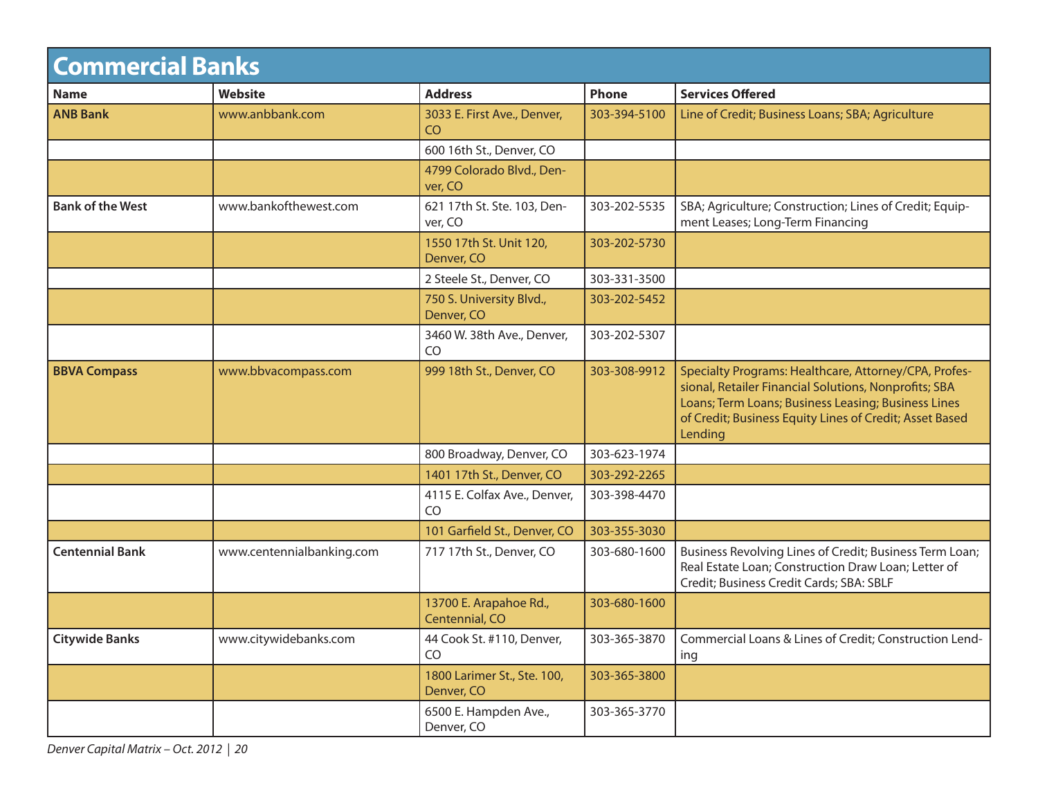## Commercial Banks

| Name | Website | Address | Phone | Services Offered |
|---|---|---|---|---|
| **ANB Bank** | www.anbbank.com | 3033 E. First Ave., Denver, CO | 303-394-5100 | Line of Credit; Business Loans; SBA; Agriculture |
| | | 600 16th St., Denver, CO | | |
| | | 4799 Colorado Blvd., Denver, CO | | |
| **Bank of the West** | www.bankofthewest.com | 621 17th St. Ste. 103, Denver, CO | 303-202-5535 | SBA; Agriculture; Construction; Lines of Credit; Equipment Leases; Long-Term Financing |
| | | 1550 17th St. Unit 120, Denver, CO | 303-202-5730 | |
| | | 2 Steele St., Denver, CO | 303-331-3500 | |
| | | 750 S. University Blvd., Denver, CO | 303-202-5452 | |
| | | 3460 W. 38th Ave., Denver, CO | 303-202-5307 | |
| **BBVA Compass** | www.bbvacompass.com | 999 18th St., Denver, CO | 303-308-9912 | Specialty Programs: Healthcare, Attorney/CPA, Professional, Retailer Financial Solutions, Nonprofits; SBA Loans; Term Loans; Business Leasing; Business Lines of Credit; Business Equity Lines of Credit; Asset Based Lending |
| | | 800 Broadway, Denver, CO | 303-623-1974 | |
| | | 1401 17th St., Denver, CO | 303-292-2265 | |
| | | 4115 E. Colfax Ave., Denver, CO | 303-398-4470 | |
| | | 101 Garfield St., Denver, CO | 303-355-3030 | |
| **Centennial Bank** | www.centennialbanking.com | 717 17th St., Denver, CO | 303-680-1600 | Business Revolving Lines of Credit; Business Term Loan; Real Estate Loan; Construction Draw Loan; Letter of Credit; Business Credit Cards; SBA: SBLF |
| | | 13700 E. Arapahoe Rd., Centennial, CO | 303-680-1600 | |
| **Citywide Banks** | www.citywidebanks.com | 44 Cook St. #110, Denver, CO | 303-365-3870 | Commercial Loans & Lines of Credit; Construction Lending |
| | | 1800 Larimer St., Ste. 100, Denver, CO | 303-365-3800 | |
| | | 6500 E. Hampden Ave., Denver, CO | 303-365-3770 | |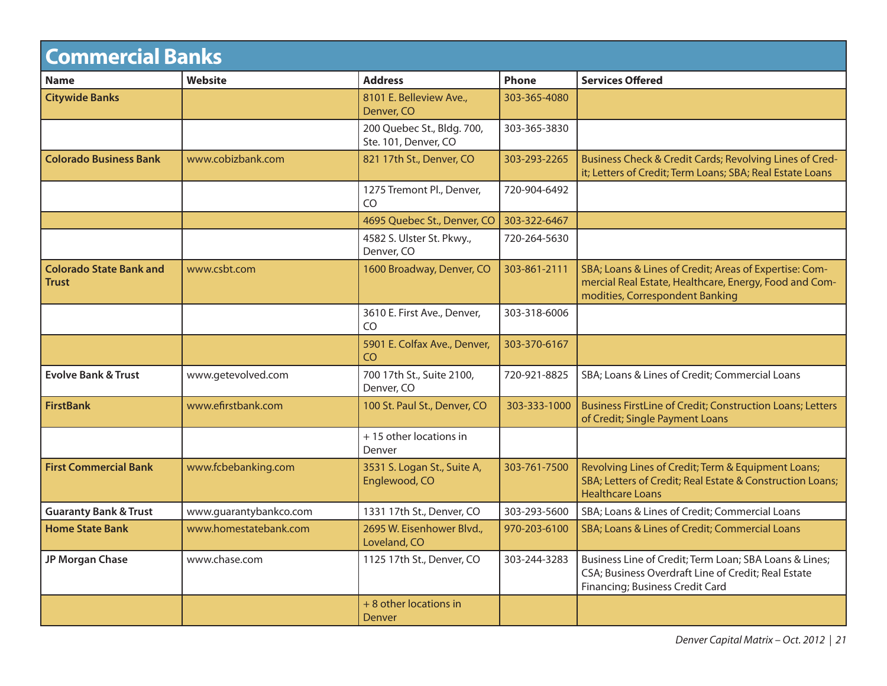## Commercial Banks

| Name | Website | Address | Phone | Services Offered |
|---|---|---|---|---|
| **Citywide Banks** | | 8101 E. Belleview Ave., Denver, CO | 303-365-4080 | |
| | | 200 Quebec St., Bldg. 700, Ste. 101, Denver, CO | 303-365-3830 | |
| **Colorado Business Bank** | www.cobizbank.com | 821 17th St., Denver, CO | 303-293-2265 | Business Check & Credit Cards; Revolving Lines of Credit; Letters of Credit; Term Loans; SBA; Real Estate Loans |
| | | 1275 Tremont Pl., Denver, CO | 720-904-6492 | |
| | | 4695 Quebec St., Denver, CO | 303-322-6467 | |
| | | 4582 S. Ulster St. Pkwy., Denver, CO | 720-264-5630 | |
| **Colorado State Bank and Trust** | www.csbt.com | 1600 Broadway, Denver, CO | 303-861-2111 | SBA; Loans & Lines of Credit; Areas of Expertise: Commercial Real Estate, Healthcare, Energy, Food and Commodities, Correspondent Banking |
| | | 3610 E. First Ave., Denver, CO | 303-318-6006 | |
| | | 5901 E. Colfax Ave., Denver, CO | 303-370-6167 | |
| **Evolve Bank & Trust** | www.getevolved.com | 700 17th St., Suite 2100, Denver, CO | 720-921-8825 | SBA; Loans & Lines of Credit; Commercial Loans |
| **FirstBank** | www.efirstbank.com | 100 St. Paul St., Denver, CO | 303-333-1000 | Business FirstLine of Credit; Construction Loans; Letters of Credit; Single Payment Loans |
| | | + 15 other locations in Denver | | |
| **First Commercial Bank** | www.fcbebanking.com | 3531 S. Logan St., Suite A, Englewood, CO | 303-761-7500 | Revolving Lines of Credit; Term & Equipment Loans; SBA; Letters of Credit; Real Estate & Construction Loans; Healthcare Loans |
| **Guaranty Bank & Trust** | www.guarantybankco.com | 1331 17th St., Denver, CO | 303-293-5600 | SBA; Loans & Lines of Credit; Commercial Loans |
| **Home State Bank** | www.homestatebank.com | 2695 W. Eisenhower Blvd., Loveland, CO | 970-203-6100 | SBA; Loans & Lines of Credit; Commercial Loans |
| **JP Morgan Chase** | www.chase.com | 1125 17th St., Denver, CO | 303-244-3283 | Business Line of Credit; Term Loan; SBA Loans & Lines; CSA; Business Overdraft Line of Credit; Real Estate Financing; Business Credit Card |
| | | + 8 other locations in Denver | | |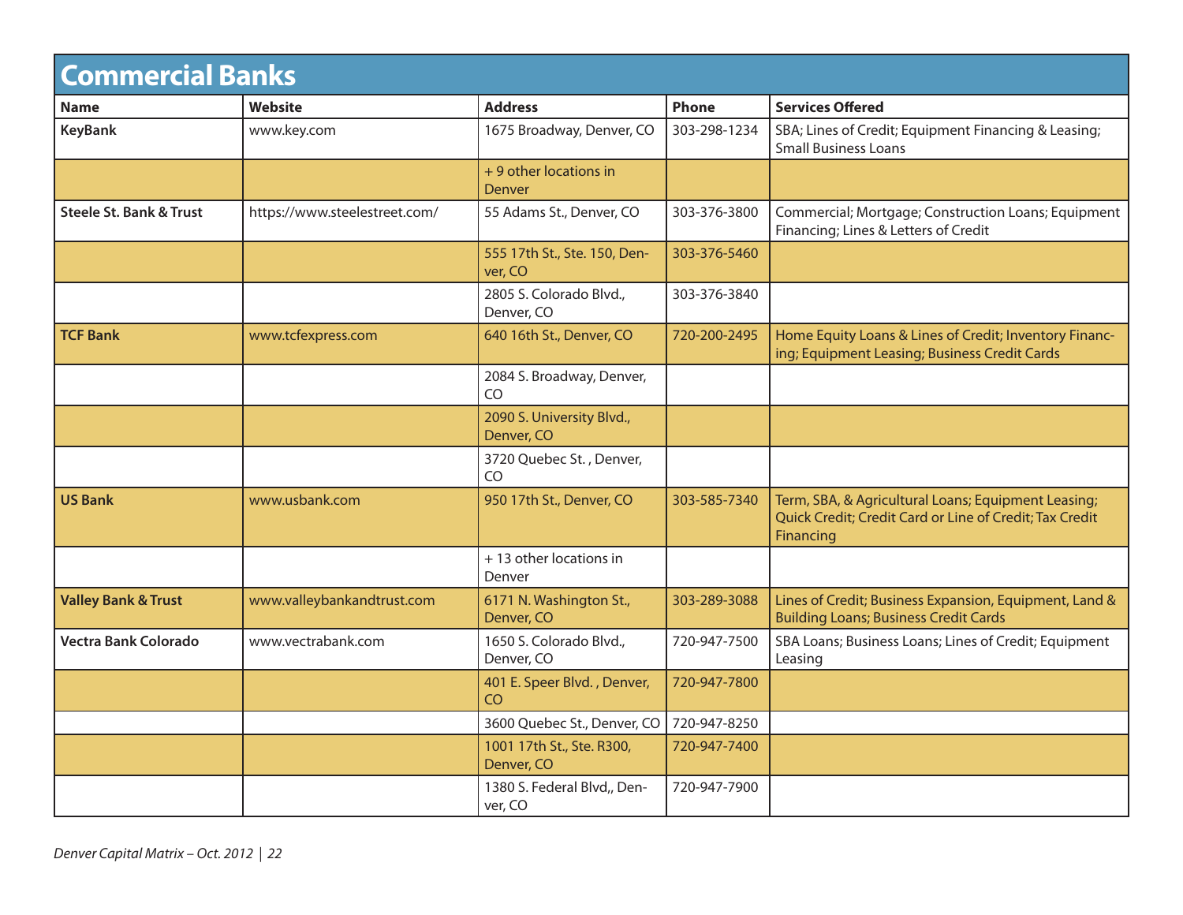## Commercial Banks

| Name | Website | Address | Phone | Services Offered |
|---|---|---|---|---|
| **KeyBank** | www.key.com | 1675 Broadway, Denver, CO | 303-298-1234 | SBA; Lines of Credit; Equipment Financing & Leasing; Small Business Loans |
| | | + 9 other locations in Denver | | |
| **Steele St. Bank & Trust** | https://www.steelestreet.com/ | 55 Adams St., Denver, CO | 303-376-3800 | Commercial; Mortgage; Construction Loans; Equipment Financing; Lines & Letters of Credit |
| | | 555 17th St., Ste. 150, Denver, CO | 303-376-5460 | |
| | | 2805 S. Colorado Blvd., Denver, CO | 303-376-3840 | |
| **TCF Bank** | www.tcfexpress.com | 640 16th St., Denver, CO | 720-200-2495 | Home Equity Loans & Lines of Credit; Inventory Financing; Equipment Leasing; Business Credit Cards |
| | | 2084 S. Broadway, Denver, CO | | |
| | | 2090 S. University Blvd., Denver, CO | | |
| | | 3720 Quebec St. , Denver, CO | | |
| **US Bank** | www.usbank.com | 950 17th St., Denver, CO | 303-585-7340 | Term, SBA, & Agricultural Loans; Equipment Leasing; Quick Credit; Credit Card or Line of Credit; Tax Credit Financing |
| | | + 13 other locations in Denver | | |
| **Valley Bank & Trust** | www.valleybankandtrust.com | 6171 N. Washington St., Denver, CO | 303-289-3088 | Lines of Credit; Business Expansion, Equipment, Land & Building Loans; Business Credit Cards |
| **Vectra Bank Colorado** | www.vectrabank.com | 1650 S. Colorado Blvd., Denver, CO | 720-947-7500 | SBA Loans; Business Loans; Lines of Credit; Equipment Leasing |
| | | 401 E. Speer Blvd. , Denver, CO | 720-947-7800 | |
| | | 3600 Quebec St., Denver, CO | 720-947-8250 | |
| | | 1001 17th St., Ste. R300, Denver, CO | 720-947-7400 | |
| | | 1380 S. Federal Blvd,, Denver, CO | 720-947-7900 | |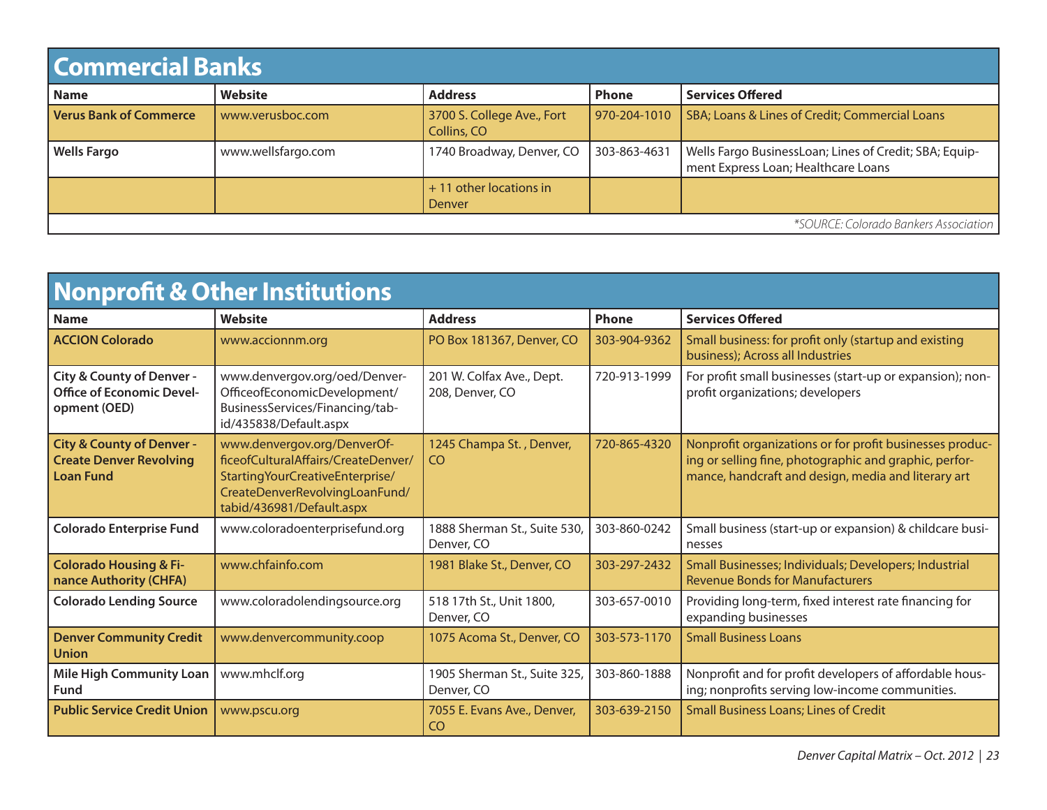## Commercial Banks

| Name | Website | Address | Phone | Services Offered |
|---|---|---|---|---|
| **Verus Bank of Commerce** | www.verusboc.com | 3700 S. College Ave., Fort Collins, CO | 970-204-1010 | SBA; Loans & Lines of Credit; Commercial Loans |
| **Wells Fargo** | www.wellsfargo.com | 1740 Broadway, Denver, CO | 303-863-4631 | Wells Fargo BusinessLoan; Lines of Credit; SBA; Equipment Express Loan; Healthcare Loans |
| | | + 11 other locations in Denver | | |

*\*SOURCE: Colorado Bankers Association*

## Nonprofit & Other Institutions

| Name | Website | Address | Phone | Services Offered |
|---|---|---|---|---|
| **ACCION Colorado** | www.accionnm.org | PO Box 181367, Denver, CO | 303-904-9362 | Small business: for profit only (startup and existing business); Across all Industries |
| **City & County of Denver - Office of Economic Development (OED)** | www.denvergov.org/oed/DenverOfficeofEconomicDevelopment/BusinessServices/Financing/tabid/435838/Default.aspx | 201 W. Colfax Ave., Dept. 208, Denver, CO | 720-913-1999 | For profit small businesses (start-up or expansion); nonprofit organizations; developers |
| **City & County of Denver - Create Denver Revolving Loan Fund** | www.denvergov.org/DenverOfficeofCulturalAffairs/CreateDenver/StartingYourCreativeEnterprise/CreateDenverRevolvingLoanFund/tabid/436981/Default.aspx | 1245 Champa St. , Denver, CO | 720-865-4320 | Nonprofit organizations or for profit businesses producing or selling fine, photographic and graphic, performance, handcraft and design, media and literary art |
| **Colorado Enterprise Fund** | www.coloradoenterprisefund.org | 1888 Sherman St., Suite 530, Denver, CO | 303-860-0242 | Small business (start-up or expansion) & childcare businesses |
| **Colorado Housing & Finance Authority (CHFA)** | www.chfainfo.com | 1981 Blake St., Denver, CO | 303-297-2432 | Small Businesses; Individuals; Developers; Industrial Revenue Bonds for Manufacturers |
| **Colorado Lending Source** | www.coloradolendingsource.org | 518 17th St., Unit 1800, Denver, CO | 303-657-0010 | Providing long-term, fixed interest rate financing for expanding businesses |
| **Denver Community Credit Union** | www.denvercommunity.coop | 1075 Acoma St., Denver, CO | 303-573-1170 | Small Business Loans |
| **Mile High Community Loan Fund** | www.mhclf.org | 1905 Sherman St., Suite 325, Denver, CO | 303-860-1888 | Nonprofit and for profit developers of affordable housing; nonprofits serving low-income communities. |
| **Public Service Credit Union** | www.pscu.org | 7055 E. Evans Ave., Denver, CO | 303-639-2150 | Small Business Loans; Lines of Credit |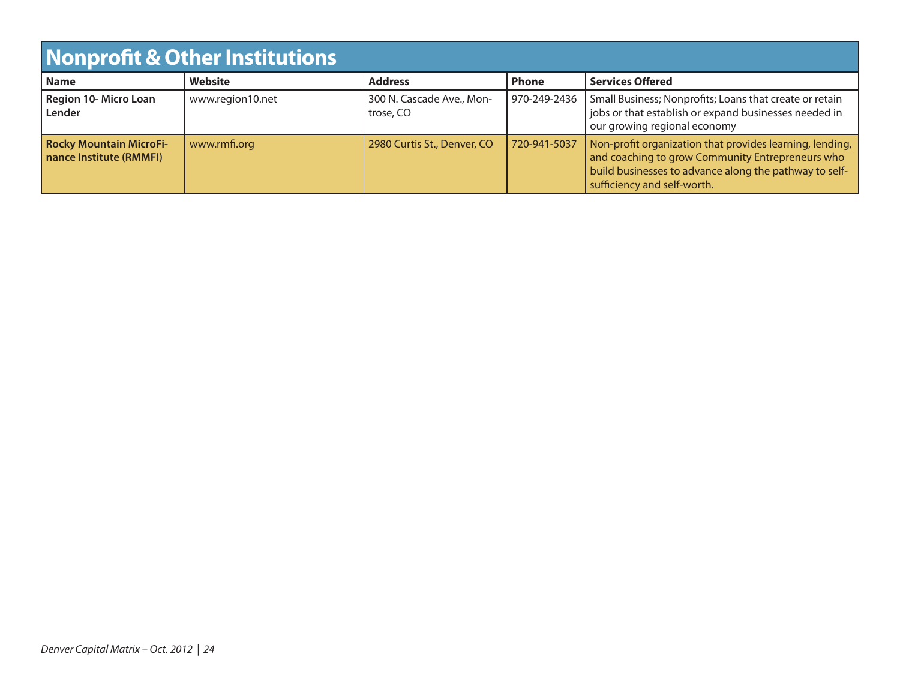# Nonprofit & Other Institutions

| Name | Website | Address | Phone | Services Offered |
|---|---|---|---|---|
| **Region 10- Micro Loan Lender** | www.region10.net | 300 N. Cascade Ave., Montrose, CO | 970-249-2436 | Small Business; Nonprofits; Loans that create or retain jobs or that establish or expand businesses needed in our growing regional economy |
| **Rocky Mountain MicroFinance Institute (RMMFI)** | www.rmfi.org | 2980 Curtis St., Denver, CO | 720-941-5037 | Non-profit organization that provides learning, lending, and coaching to grow Community Entrepreneurs who build businesses to advance along the pathway to self-sufficiency and self-worth. |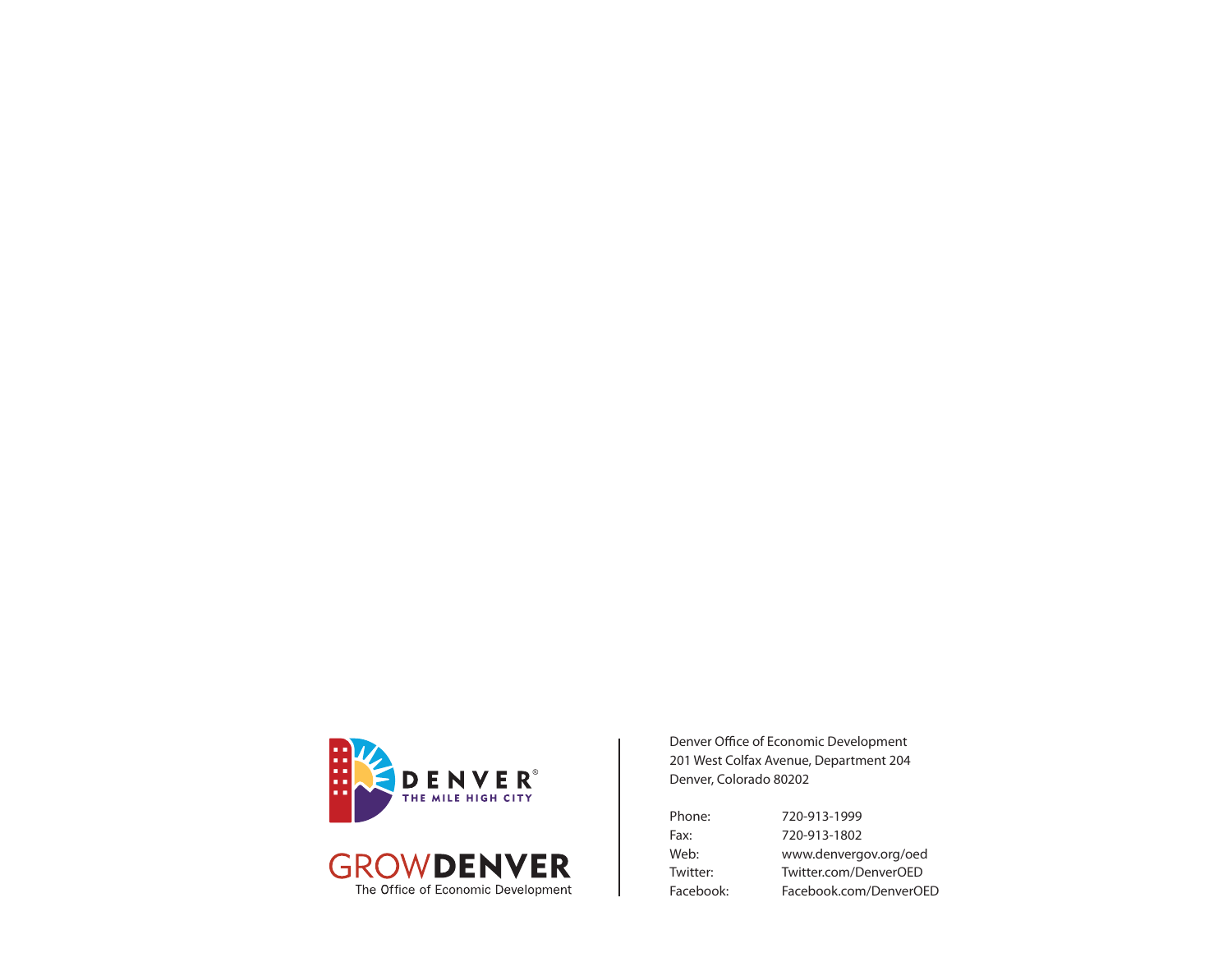DENVER®
THE MILE HIGH CITY

GROWDENVER
The Office of Economic Development

Denver Office of Economic Development
201 West Colfax Avenue, Department 204
Denver, Colorado 80202

| | |
|---|---|
| Phone: | 720-913-1999 |
| Fax: | 720-913-1802 |
| Web: | www.denvergov.org/oed |
| Twitter: | Twitter.com/DenverOED |
| Facebook: | Facebook.com/DenverOED |